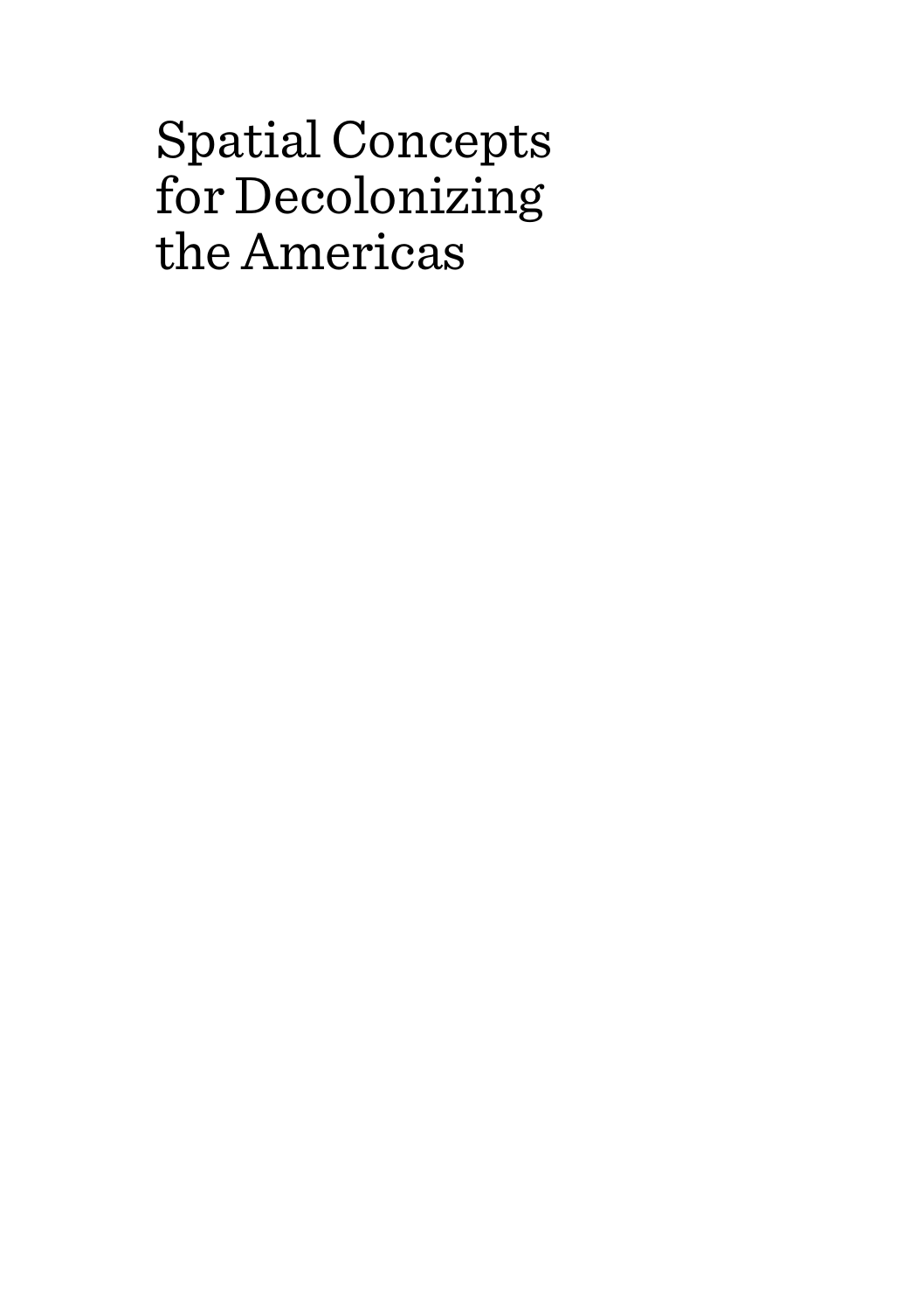# Spatial Concepts for Decolonizing the Americas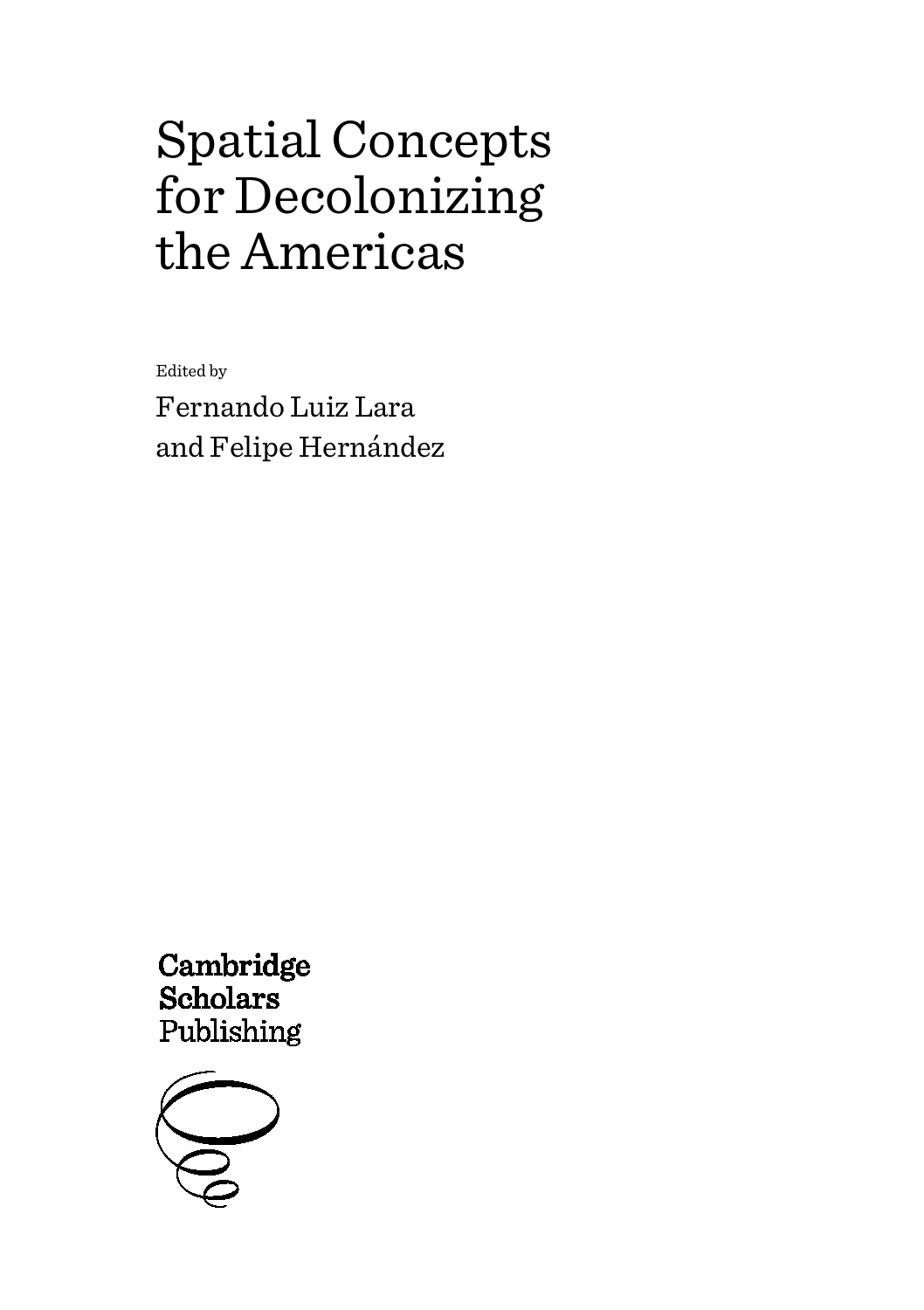# Spatial Concepts for Decolonizing the Americas

Edited by

Fernando Luiz Lara and Felipe Hernández

Cambridge Scholars Publishing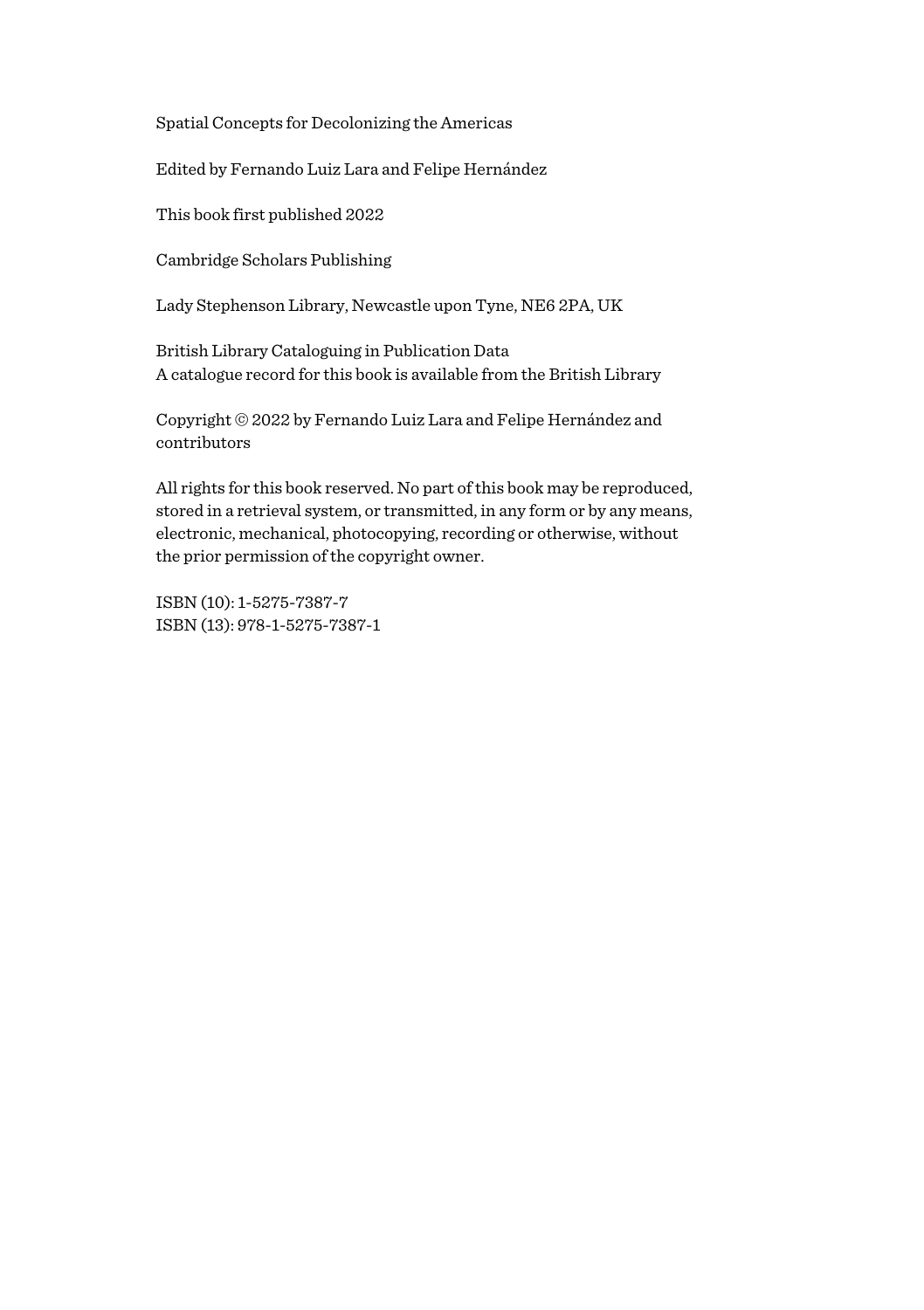Spatial Concepts for Decolonizing the Americas

Edited by Fernando Luiz Lara and Felipe Hernández

This book first published 2022

Cambridge Scholars Publishing

Lady Stephenson Library, Newcastle upon Tyne, NE6 2PA, UK

British Library Cataloguing in Publication Data
A catalogue record for this book is available from the British Library

Copyright © 2022 by Fernando Luiz Lara and Felipe Hernández and contributors

All rights for this book reserved. No part of this book may be reproduced, stored in a retrieval system, or transmitted, in any form or by any means, electronic, mechanical, photocopying, recording or otherwise, without the prior permission of the copyright owner.

ISBN (10): 1-5275-7387-7
ISBN (13): 978-1-5275-7387-1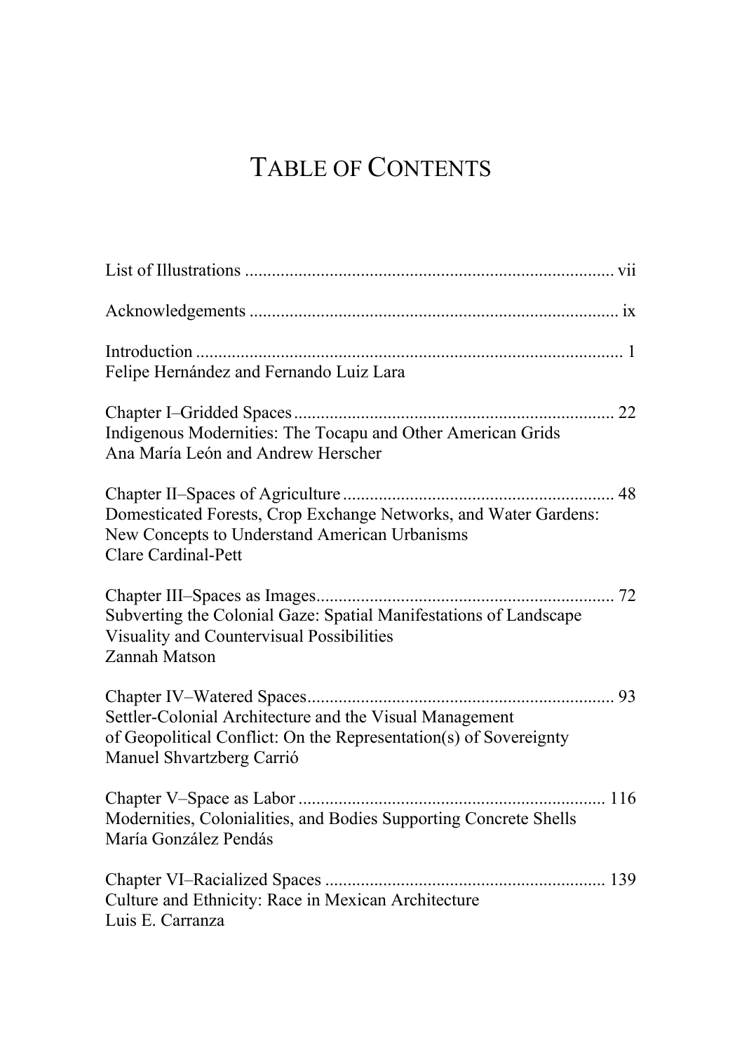# Table of Contents

List of Illustrations .................................................................................. vii

Acknowledgements .................................................................................. ix

Introduction ............................................................................................... 1
Felipe Hernández and Fernando Luiz Lara

Chapter I–Gridded Spaces ....................................................................... 22
Indigenous Modernities: The Tocapu and Other American Grids
Ana María León and Andrew Herscher

Chapter II–Spaces of Agriculture ............................................................ 48
Domesticated Forests, Crop Exchange Networks, and Water Gardens: New Concepts to Understand American Urbanisms
Clare Cardinal-Pett

Chapter III–Spaces as Images .................................................................. 72
Subverting the Colonial Gaze: Spatial Manifestations of Landscape Visuality and Countervisual Possibilities
Zannah Matson

Chapter IV–Watered Spaces .................................................................... 93
Settler-Colonial Architecture and the Visual Management of Geopolitical Conflict: On the Representation(s) of Sovereignty
Manuel Shvartzberg Carrió

Chapter V–Space as Labor .................................................................... 116
Modernities, Colonialities, and Bodies Supporting Concrete Shells
María González Pendás

Chapter VI–Racialized Spaces .............................................................. 139
Culture and Ethnicity: Race in Mexican Architecture
Luis E. Carranza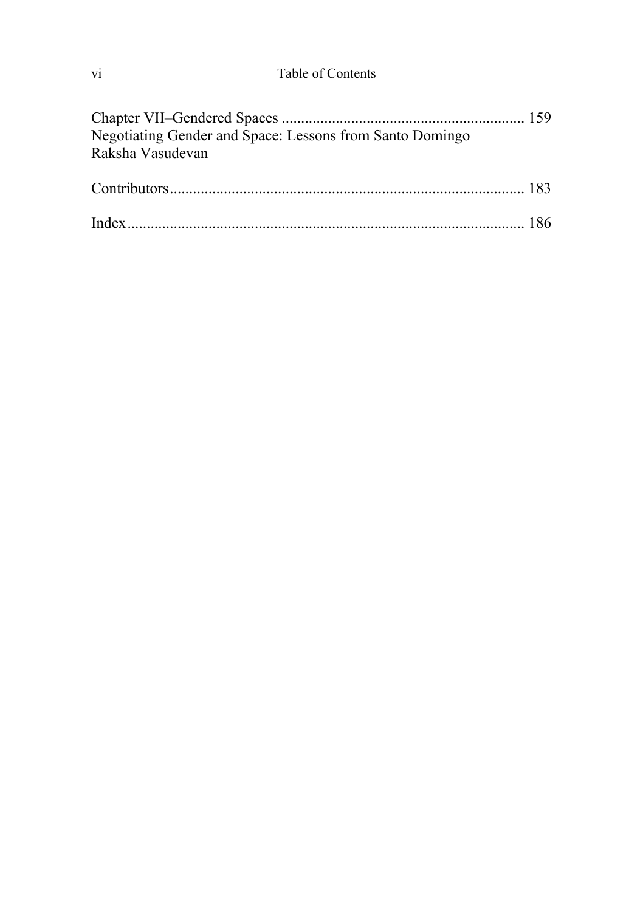Chapter VII–Gendered Spaces ............................................................... 159
Negotiating Gender and Space: Lessons from Santo Domingo
Raksha Vasudevan

Contributors.......................................................................................... 183

Index...................................................................................................... 186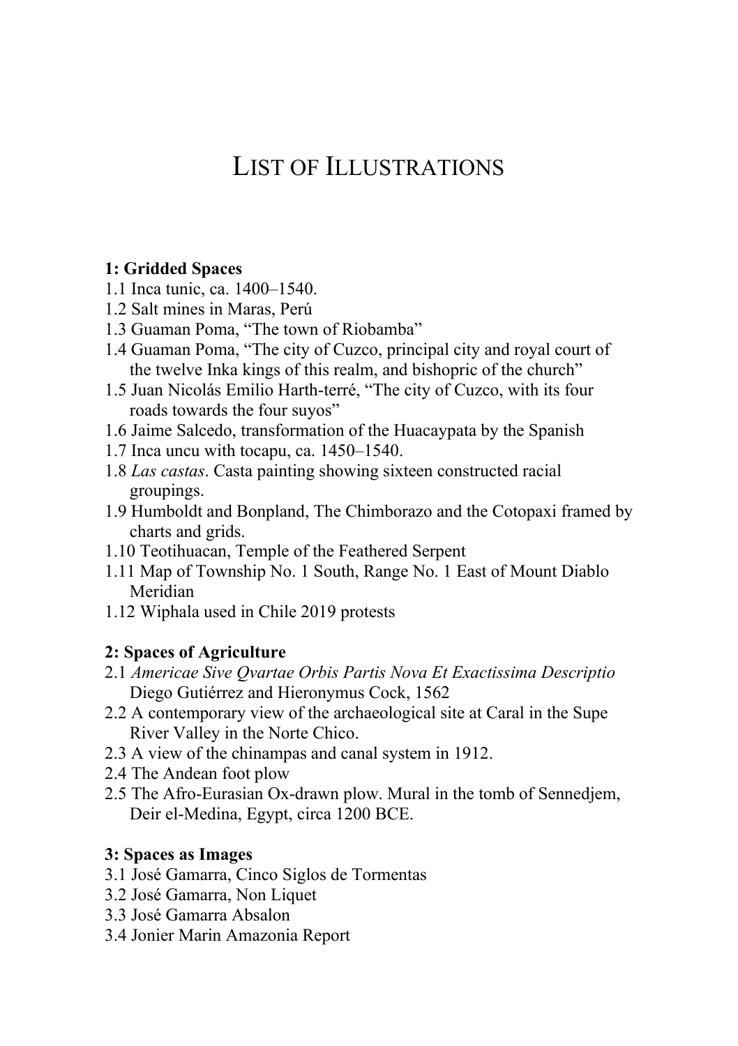# LIST OF ILLUSTRATIONS

**1: Gridded Spaces**

1.1 Inca tunic, ca. 1400–1540.
1.2 Salt mines in Maras, Perú
1.3 Guaman Poma, "The town of Riobamba"
1.4 Guaman Poma, "The city of Cuzco, principal city and royal court of the twelve Inka kings of this realm, and bishopric of the church"
1.5 Juan Nicolás Emilio Harth-terré, "The city of Cuzco, with its four roads towards the four suyos"
1.6 Jaime Salcedo, transformation of the Huacaypata by the Spanish
1.7 Inca uncu with tocapu, ca. 1450–1540.
1.8 *Las castas*. Casta painting showing sixteen constructed racial groupings.
1.9 Humboldt and Bonpland, The Chimborazo and the Cotopaxi framed by charts and grids.
1.10 Teotihuacan, Temple of the Feathered Serpent
1.11 Map of Township No. 1 South, Range No. 1 East of Mount Diablo Meridian
1.12 Wiphala used in Chile 2019 protests

**2: Spaces of Agriculture**

2.1 *Americae Sive Qvartae Orbis Partis Nova Et Exactissima Descriptio* Diego Gutiérrez and Hieronymus Cock, 1562
2.2 A contemporary view of the archaeological site at Caral in the Supe River Valley in the Norte Chico.
2.3 A view of the chinampas and canal system in 1912.
2.4 The Andean foot plow
2.5 The Afro-Eurasian Ox-drawn plow. Mural in the tomb of Sennedjem, Deir el-Medina, Egypt, circa 1200 BCE.

**3: Spaces as Images**

3.1 José Gamarra, Cinco Siglos de Tormentas
3.2 José Gamarra, Non Liquet
3.3 José Gamarra Absalon
3.4 Jonier Marin Amazonia Report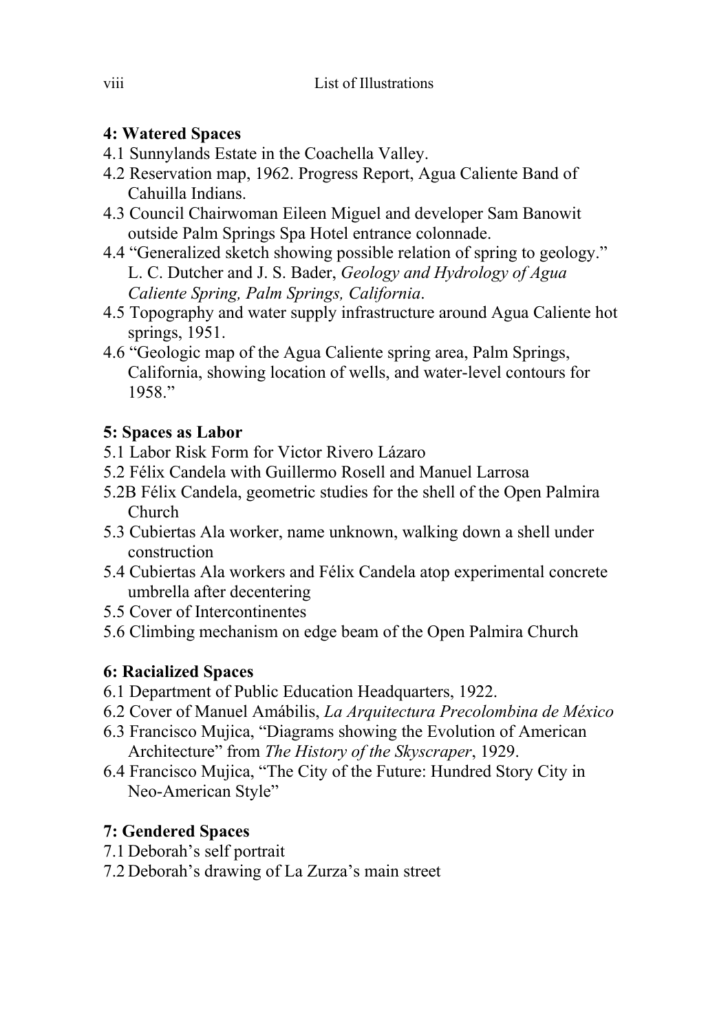**4: Watered Spaces**

4.1 Sunnylands Estate in the Coachella Valley.
4.2 Reservation map, 1962. Progress Report, Agua Caliente Band of Cahuilla Indians.
4.3 Council Chairwoman Eileen Miguel and developer Sam Banowit outside Palm Springs Spa Hotel entrance colonnade.
4.4 "Generalized sketch showing possible relation of spring to geology." L. C. Dutcher and J. S. Bader, *Geology and Hydrology of Agua Caliente Spring, Palm Springs, California*.
4.5 Topography and water supply infrastructure around Agua Caliente hot springs, 1951.
4.6 "Geologic map of the Agua Caliente spring area, Palm Springs, California, showing location of wells, and water-level contours for 1958."

**5: Spaces as Labor**

5.1 Labor Risk Form for Victor Rivero Lázaro
5.2 Félix Candela with Guillermo Rosell and Manuel Larrosa
5.2B Félix Candela, geometric studies for the shell of the Open Palmira Church
5.3 Cubiertas Ala worker, name unknown, walking down a shell under construction
5.4 Cubiertas Ala workers and Félix Candela atop experimental concrete umbrella after decentering
5.5 Cover of Intercontinentes
5.6 Climbing mechanism on edge beam of the Open Palmira Church

**6: Racialized Spaces**

6.1 Department of Public Education Headquarters, 1922.
6.2 Cover of Manuel Amábilis, *La Arquitectura Precolombina de México*
6.3 Francisco Mujica, "Diagrams showing the Evolution of American Architecture" from *The History of the Skyscraper*, 1929.
6.4 Francisco Mujica, "The City of the Future: Hundred Story City in Neo-American Style"

**7: Gendered Spaces**

7.1 Deborah's self portrait
7.2 Deborah's drawing of La Zurza's main street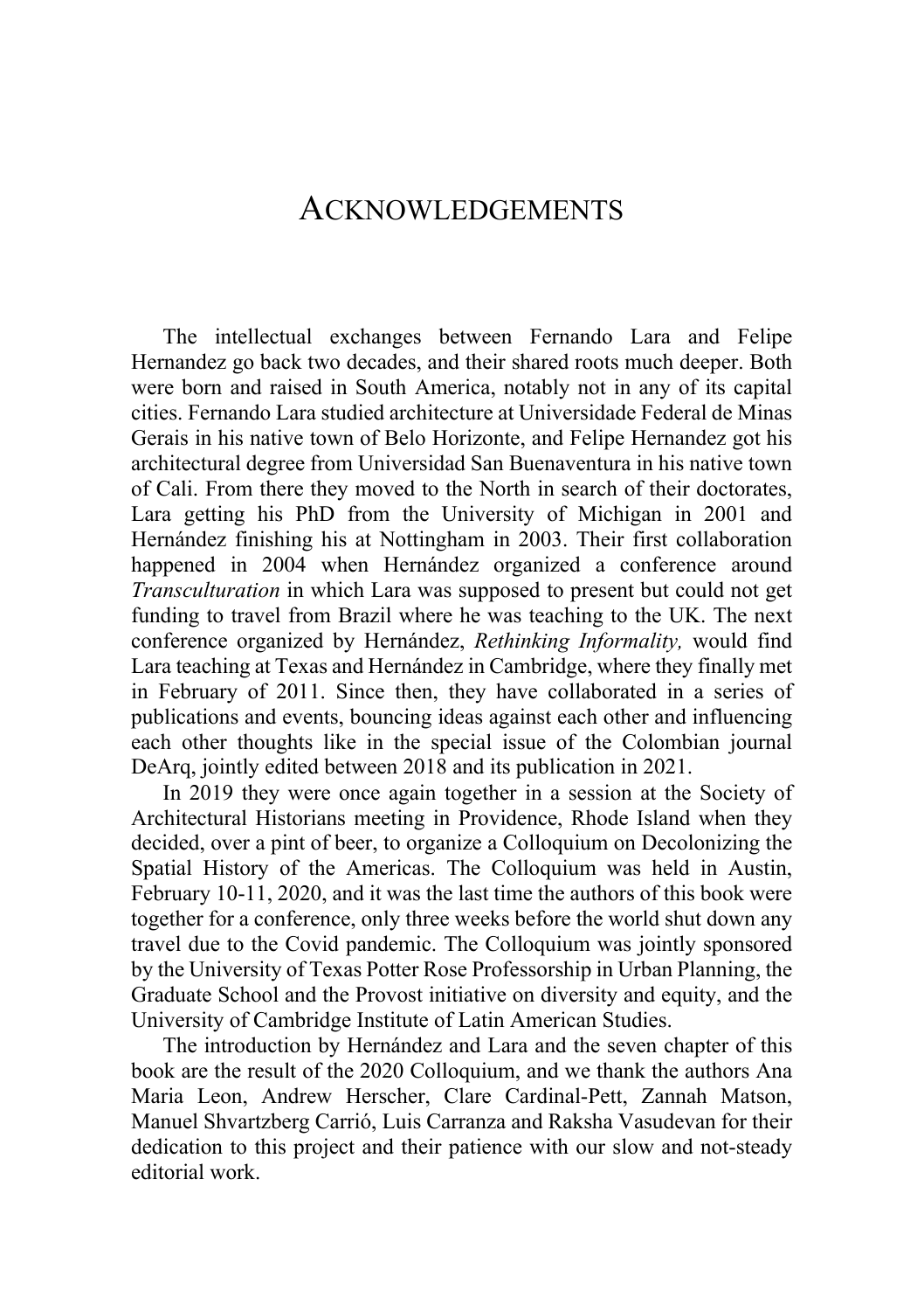# Acknowledgements

The intellectual exchanges between Fernando Lara and Felipe Hernandez go back two decades, and their shared roots much deeper. Both were born and raised in South America, notably not in any of its capital cities. Fernando Lara studied architecture at Universidade Federal de Minas Gerais in his native town of Belo Horizonte, and Felipe Hernandez got his architectural degree from Universidad San Buenaventura in his native town of Cali. From there they moved to the North in search of their doctorates, Lara getting his PhD from the University of Michigan in 2001 and Hernández finishing his at Nottingham in 2003. Their first collaboration happened in 2004 when Hernández organized a conference around *Transculturation* in which Lara was supposed to present but could not get funding to travel from Brazil where he was teaching to the UK. The next conference organized by Hernández, *Rethinking Informality,* would find Lara teaching at Texas and Hernández in Cambridge, where they finally met in February of 2011. Since then, they have collaborated in a series of publications and events, bouncing ideas against each other and influencing each other thoughts like in the special issue of the Colombian journal DeArq, jointly edited between 2018 and its publication in 2021.

In 2019 they were once again together in a session at the Society of Architectural Historians meeting in Providence, Rhode Island when they decided, over a pint of beer, to organize a Colloquium on Decolonizing the Spatial History of the Americas. The Colloquium was held in Austin, February 10-11, 2020, and it was the last time the authors of this book were together for a conference, only three weeks before the world shut down any travel due to the Covid pandemic. The Colloquium was jointly sponsored by the University of Texas Potter Rose Professorship in Urban Planning, the Graduate School and the Provost initiative on diversity and equity, and the University of Cambridge Institute of Latin American Studies.

The introduction by Hernández and Lara and the seven chapter of this book are the result of the 2020 Colloquium, and we thank the authors Ana Maria Leon, Andrew Herscher, Clare Cardinal-Pett, Zannah Matson, Manuel Shvartzberg Carrió, Luis Carranza and Raksha Vasudevan for their dedication to this project and their patience with our slow and not-steady editorial work.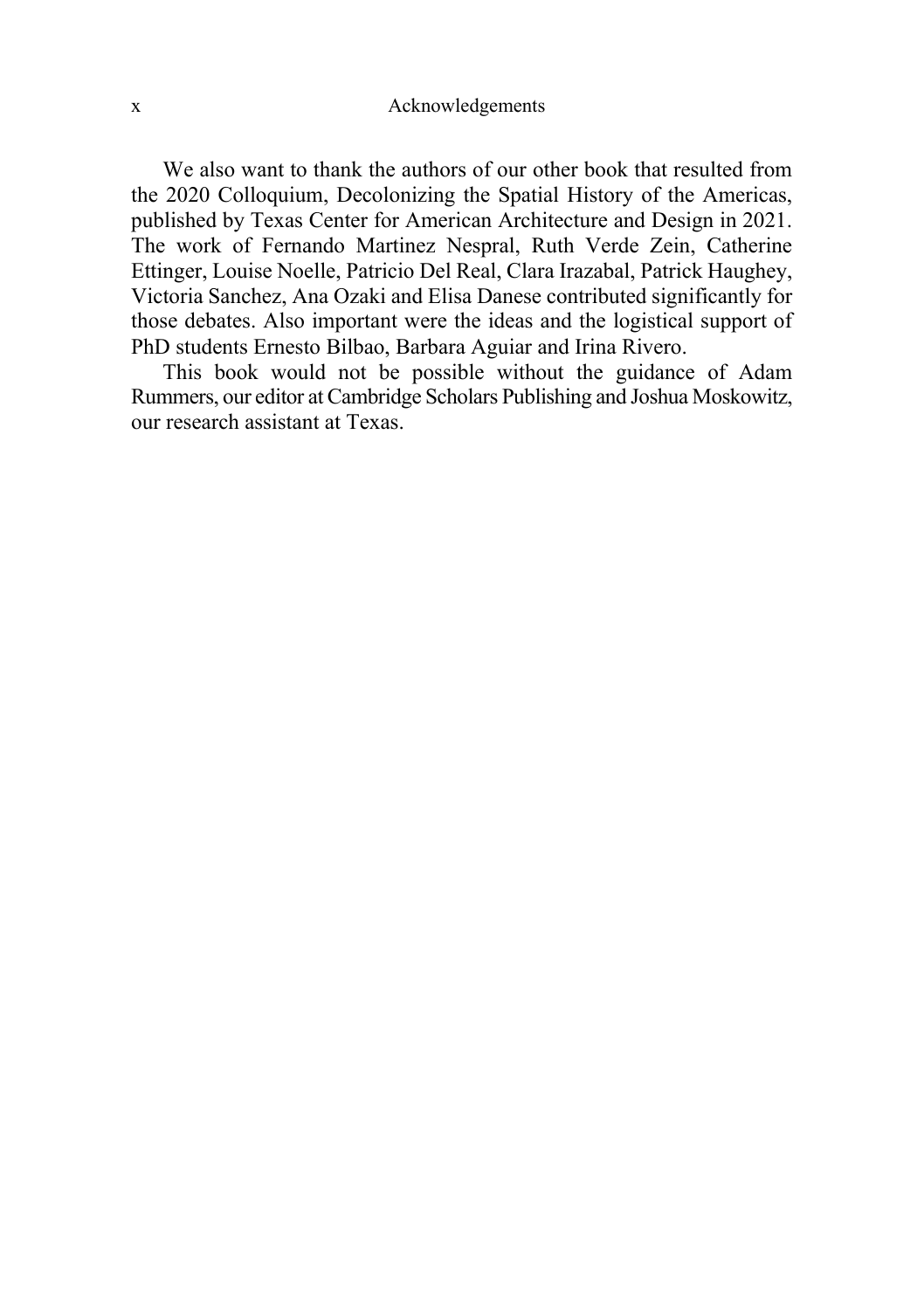We also want to thank the authors of our other book that resulted from the 2020 Colloquium, Decolonizing the Spatial History of the Americas, published by Texas Center for American Architecture and Design in 2021. The work of Fernando Martinez Nespral, Ruth Verde Zein, Catherine Ettinger, Louise Noelle, Patricio Del Real, Clara Irazabal, Patrick Haughey, Victoria Sanchez, Ana Ozaki and Elisa Danese contributed significantly for those debates. Also important were the ideas and the logistical support of PhD students Ernesto Bilbao, Barbara Aguiar and Irina Rivero.

This book would not be possible without the guidance of Adam Rummers, our editor at Cambridge Scholars Publishing and Joshua Moskowitz, our research assistant at Texas.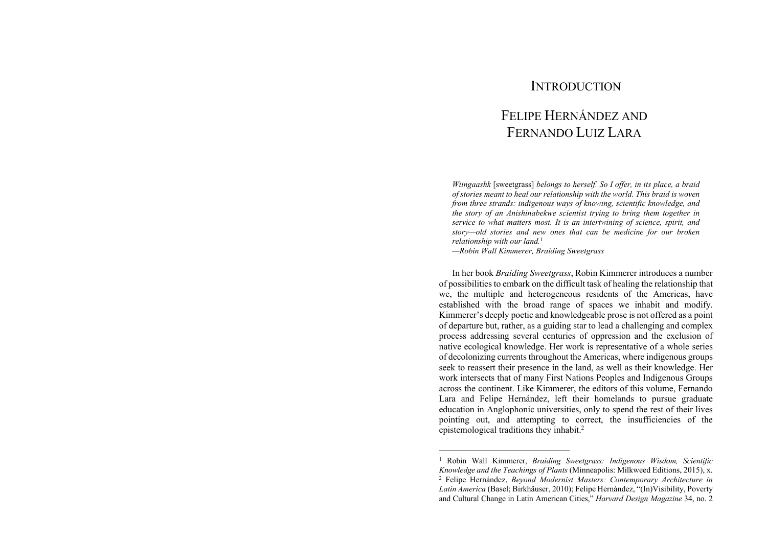# Introduction

## Felipe Hernández and Fernando Luiz Lara

> *Wiingaashk* [sweetgrass] *belongs to herself. So I offer, in its place, a braid of stories meant to heal our relationship with the world. This braid is woven from three strands: indigenous ways of knowing, scientific knowledge, and the story of an Anishinabekwe scientist trying to bring them together in service to what matters most. It is an intertwining of science, spirit, and story—old stories and new ones that can be medicine for our broken relationship with our land.*[1]
>
> *—Robin Wall Kimmerer, Braiding Sweetgrass*

In her book *Braiding Sweetgrass*, Robin Kimmerer introduces a number of possibilities to embark on the difficult task of healing the relationship that we, the multiple and heterogeneous residents of the Americas, have established with the broad range of spaces we inhabit and modify. Kimmerer's deeply poetic and knowledgeable prose is not offered as a point of departure but, rather, as a guiding star to lead a challenging and complex process addressing several centuries of oppression and the exclusion of native ecological knowledge. Her work is representative of a whole series of decolonizing currents throughout the Americas, where indigenous groups seek to reassert their presence in the land, as well as their knowledge. Her work intersects that of many First Nations Peoples and Indigenous Groups across the continent. Like Kimmerer, the editors of this volume, Fernando Lara and Felipe Hernández, left their homelands to pursue graduate education in Anglophonic universities, only to spend the rest of their lives pointing out, and attempting to correct, the insufficiencies of the epistemological traditions they inhabit.[2]

---

[1] Robin Wall Kimmerer, *Braiding Sweetgrass: Indigenous Wisdom, Scientific Knowledge and the Teachings of Plants* (Minneapolis: Milkweed Editions, 2015), x.

[2] Felipe Hernández, *Beyond Modernist Masters: Contemporary Architecture in Latin America* (Basel; Birkhäuser, 2010); Felipe Hernández, "(In)Visibility, Poverty and Cultural Change in Latin American Cities," *Harvard Design Magazine* 34, no. 2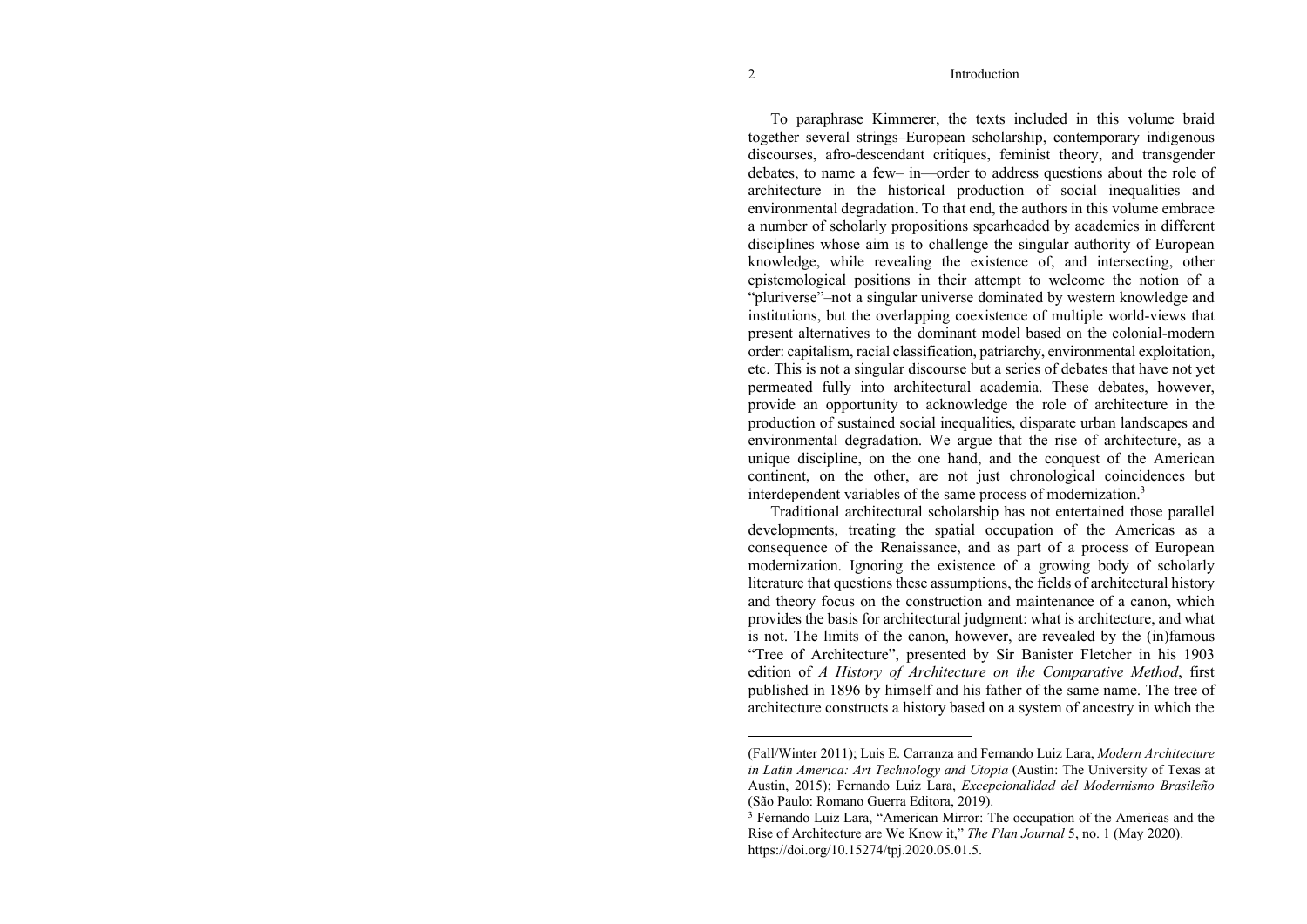To paraphrase Kimmerer, the texts included in this volume braid together several strings–European scholarship, contemporary indigenous discourses, afro-descendant critiques, feminist theory, and transgender debates, to name a few– in—order to address questions about the role of architecture in the historical production of social inequalities and environmental degradation. To that end, the authors in this volume embrace a number of scholarly propositions spearheaded by academics in different disciplines whose aim is to challenge the singular authority of European knowledge, while revealing the existence of, and intersecting, other epistemological positions in their attempt to welcome the notion of a "pluriverse"–not a singular universe dominated by western knowledge and institutions, but the overlapping coexistence of multiple world-views that present alternatives to the dominant model based on the colonial-modern order: capitalism, racial classification, patriarchy, environmental exploitation, etc. This is not a singular discourse but a series of debates that have not yet permeated fully into architectural academia. These debates, however, provide an opportunity to acknowledge the role of architecture in the production of sustained social inequalities, disparate urban landscapes and environmental degradation. We argue that the rise of architecture, as a unique discipline, on the one hand, and the conquest of the American continent, on the other, are not just chronological coincidences but interdependent variables of the same process of modernization.[3]

Traditional architectural scholarship has not entertained those parallel developments, treating the spatial occupation of the Americas as a consequence of the Renaissance, and as part of a process of European modernization. Ignoring the existence of a growing body of scholarly literature that questions these assumptions, the fields of architectural history and theory focus on the construction and maintenance of a canon, which provides the basis for architectural judgment: what is architecture, and what is not. The limits of the canon, however, are revealed by the (in)famous "Tree of Architecture", presented by Sir Banister Fletcher in his 1903 edition of *A History of Architecture on the Comparative Method*, first published in 1896 by himself and his father of the same name. The tree of architecture constructs a history based on a system of ancestry in which the

---

(Fall/Winter 2011); Luis E. Carranza and Fernando Luiz Lara, *Modern Architecture in Latin America: Art Technology and Utopia* (Austin: The University of Texas at Austin, 2015); Fernando Luiz Lara, *Excepcionalidad del Modernismo Brasileño* (São Paulo: Romano Guerra Editora, 2019).

[3] Fernando Luiz Lara, "American Mirror: The occupation of the Americas and the Rise of Architecture are We Know it," *The Plan Journal* 5, no. 1 (May 2020). https://doi.org/10.15274/tpj.2020.05.01.5.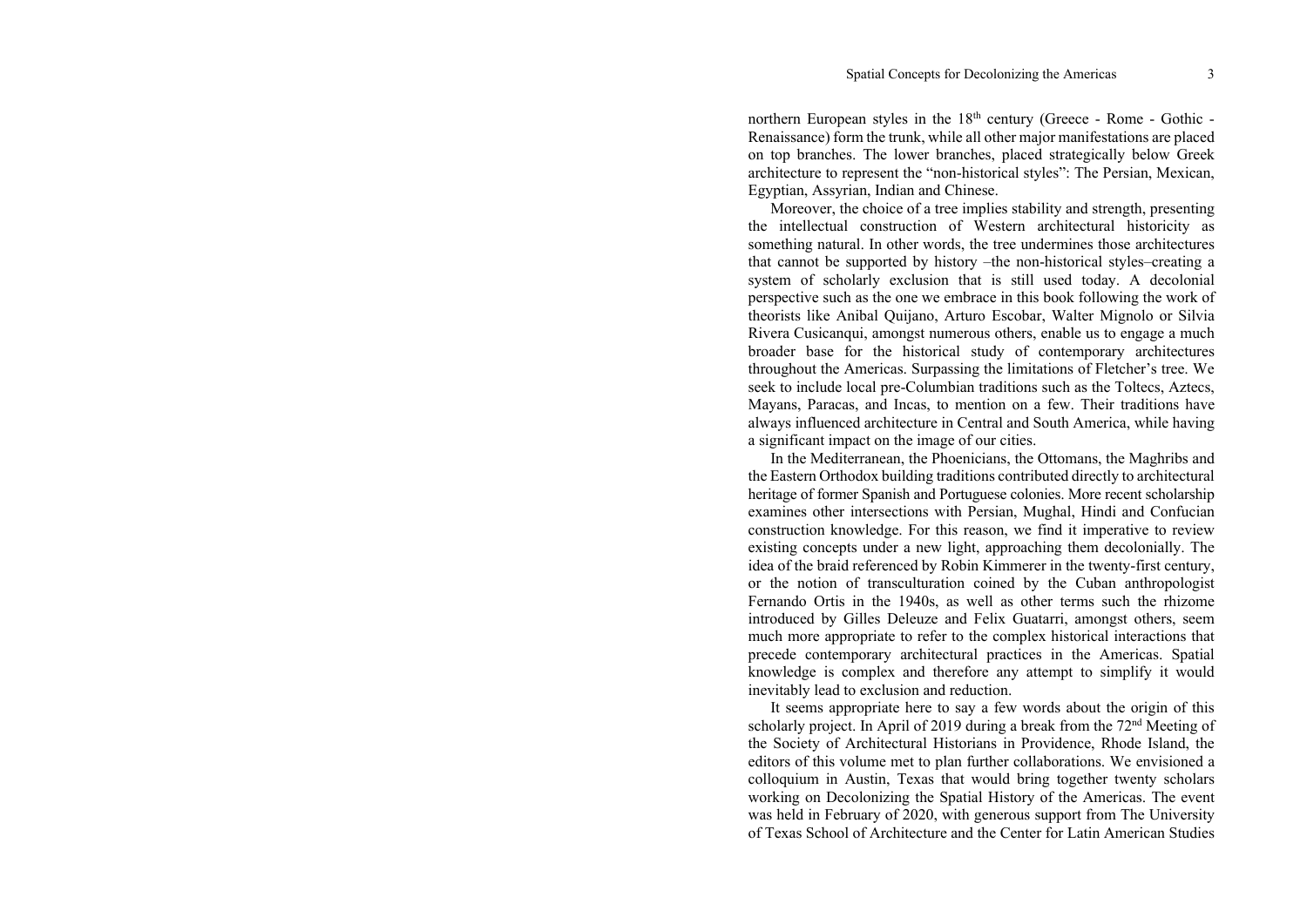northern European styles in the 18th century (Greece - Rome - Gothic - Renaissance) form the trunk, while all other major manifestations are placed on top branches. The lower branches, placed strategically below Greek architecture to represent the "non-historical styles": The Persian, Mexican, Egyptian, Assyrian, Indian and Chinese.

Moreover, the choice of a tree implies stability and strength, presenting the intellectual construction of Western architectural historicity as something natural. In other words, the tree undermines those architectures that cannot be supported by history –the non-historical styles–creating a system of scholarly exclusion that is still used today. A decolonial perspective such as the one we embrace in this book following the work of theorists like Anibal Quijano, Arturo Escobar, Walter Mignolo or Silvia Rivera Cusicanqui, amongst numerous others, enable us to engage a much broader base for the historical study of contemporary architectures throughout the Americas. Surpassing the limitations of Fletcher's tree. We seek to include local pre-Columbian traditions such as the Toltecs, Aztecs, Mayans, Paracas, and Incas, to mention on a few. Their traditions have always influenced architecture in Central and South America, while having a significant impact on the image of our cities.

In the Mediterranean, the Phoenicians, the Ottomans, the Maghribs and the Eastern Orthodox building traditions contributed directly to architectural heritage of former Spanish and Portuguese colonies. More recent scholarship examines other intersections with Persian, Mughal, Hindi and Confucian construction knowledge. For this reason, we find it imperative to review existing concepts under a new light, approaching them decolonially. The idea of the braid referenced by Robin Kimmerer in the twenty-first century, or the notion of transculturation coined by the Cuban anthropologist Fernando Ortis in the 1940s, as well as other terms such the rhizome introduced by Gilles Deleuze and Felix Guatarri, amongst others, seem much more appropriate to refer to the complex historical interactions that precede contemporary architectural practices in the Americas. Spatial knowledge is complex and therefore any attempt to simplify it would inevitably lead to exclusion and reduction.

It seems appropriate here to say a few words about the origin of this scholarly project. In April of 2019 during a break from the 72nd Meeting of the Society of Architectural Historians in Providence, Rhode Island, the editors of this volume met to plan further collaborations. We envisioned a colloquium in Austin, Texas that would bring together twenty scholars working on Decolonizing the Spatial History of the Americas. The event was held in February of 2020, with generous support from The University of Texas School of Architecture and the Center for Latin American Studies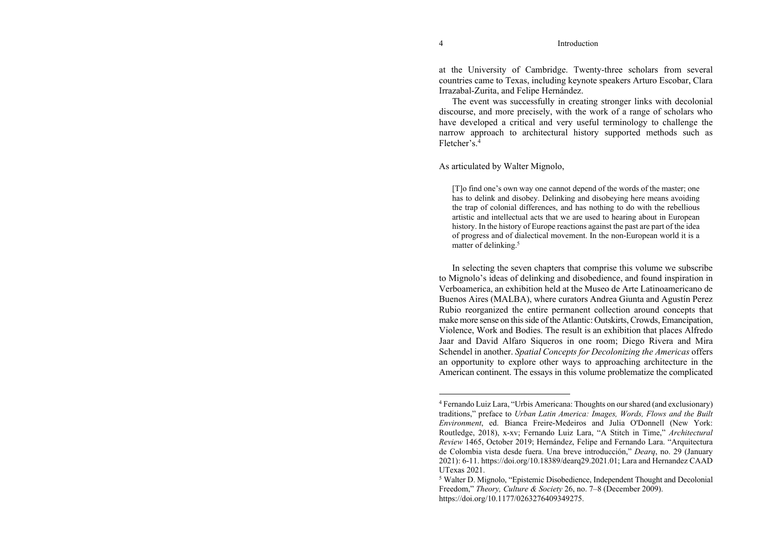at the University of Cambridge. Twenty-three scholars from several countries came to Texas, including keynote speakers Arturo Escobar, Clara Irrazabal-Zurita, and Felipe Hernández.

The event was successfully in creating stronger links with decolonial discourse, and more precisely, with the work of a range of scholars who have developed a critical and very useful terminology to challenge the narrow approach to architectural history supported methods such as Fletcher's.[4]

As articulated by Walter Mignolo,

> [T]o find one's own way one cannot depend of the words of the master; one has to delink and disobey. Delinking and disobeying here means avoiding the trap of colonial differences, and has nothing to do with the rebellious artistic and intellectual acts that we are used to hearing about in European history. In the history of Europe reactions against the past are part of the idea of progress and of dialectical movement. In the non-European world it is a matter of delinking.[5]

In selecting the seven chapters that comprise this volume we subscribe to Mignolo's ideas of delinking and disobedience, and found inspiration in Verboamerica, an exhibition held at the Museo de Arte Latinoamericano de Buenos Aires (MALBA), where curators Andrea Giunta and Agustín Perez Rubio reorganized the entire permanent collection around concepts that make more sense on this side of the Atlantic: Outskirts, Crowds, Emancipation, Violence, Work and Bodies. The result is an exhibition that places Alfredo Jaar and David Alfaro Siqueros in one room; Diego Rivera and Mira Schendel in another. *Spatial Concepts for Decolonizing the Americas* offers an opportunity to explore other ways to approaching architecture in the American continent. The essays in this volume problematize the complicated

---

[4] Fernando Luiz Lara, "Urbis Americana: Thoughts on our shared (and exclusionary) traditions," preface to *Urban Latin America: Images, Words, Flows and the Built Environment*, ed. Bianca Freire-Medeiros and Julia O'Donnell (New York: Routledge, 2018), x-xv; Fernando Luiz Lara, "A Stitch in Time," *Architectural Review* 1465, October 2019; Hernández, Felipe and Fernando Lara. "Arquitectura de Colombia vista desde fuera. Una breve introducción," *Dearq*, no. 29 (January 2021): 6-11. https://doi.org/10.18389/dearq29.2021.01; Lara and Hernandez CAAD UTexas 2021.

[5] Walter D. Mignolo, "Epistemic Disobedience, Independent Thought and Decolonial Freedom," *Theory, Culture & Society* 26, no. 7–8 (December 2009). https://doi.org/10.1177/0263276409349275.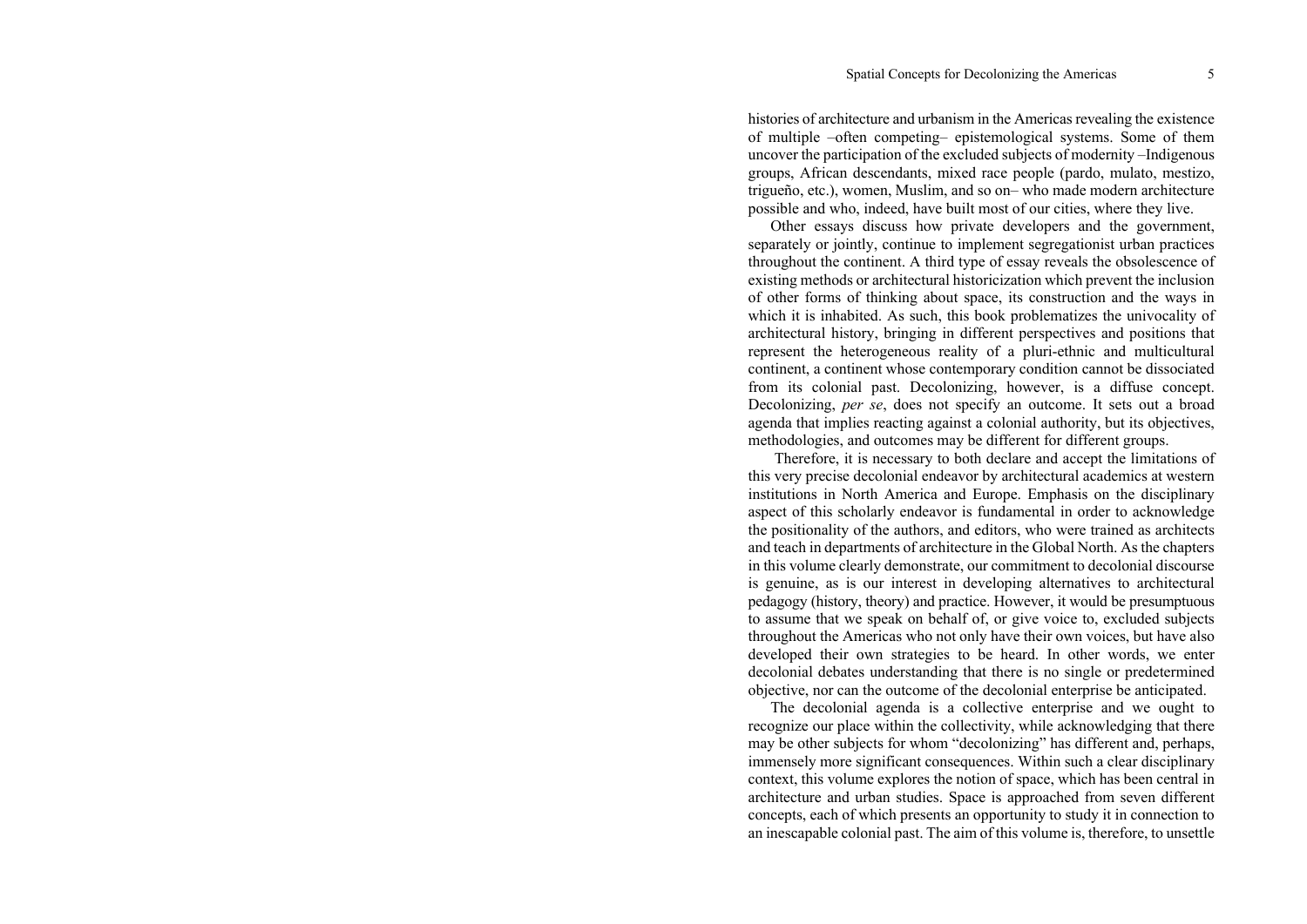histories of architecture and urbanism in the Americas revealing the existence of multiple –often competing– epistemological systems. Some of them uncover the participation of the excluded subjects of modernity –Indigenous groups, African descendants, mixed race people (pardo, mulato, mestizo, trigueño, etc.), women, Muslim, and so on– who made modern architecture possible and who, indeed, have built most of our cities, where they live.

Other essays discuss how private developers and the government, separately or jointly, continue to implement segregationist urban practices throughout the continent. A third type of essay reveals the obsolescence of existing methods or architectural historicization which prevent the inclusion of other forms of thinking about space, its construction and the ways in which it is inhabited. As such, this book problematizes the univocality of architectural history, bringing in different perspectives and positions that represent the heterogeneous reality of a pluri-ethnic and multicultural continent, a continent whose contemporary condition cannot be dissociated from its colonial past. Decolonizing, however, is a diffuse concept. Decolonizing, *per se*, does not specify an outcome. It sets out a broad agenda that implies reacting against a colonial authority, but its objectives, methodologies, and outcomes may be different for different groups.

Therefore, it is necessary to both declare and accept the limitations of this very precise decolonial endeavor by architectural academics at western institutions in North America and Europe. Emphasis on the disciplinary aspect of this scholarly endeavor is fundamental in order to acknowledge the positionality of the authors, and editors, who were trained as architects and teach in departments of architecture in the Global North. As the chapters in this volume clearly demonstrate, our commitment to decolonial discourse is genuine, as is our interest in developing alternatives to architectural pedagogy (history, theory) and practice. However, it would be presumptuous to assume that we speak on behalf of, or give voice to, excluded subjects throughout the Americas who not only have their own voices, but have also developed their own strategies to be heard. In other words, we enter decolonial debates understanding that there is no single or predetermined objective, nor can the outcome of the decolonial enterprise be anticipated.

The decolonial agenda is a collective enterprise and we ought to recognize our place within the collectivity, while acknowledging that there may be other subjects for whom "decolonizing" has different and, perhaps, immensely more significant consequences. Within such a clear disciplinary context, this volume explores the notion of space, which has been central in architecture and urban studies. Space is approached from seven different concepts, each of which presents an opportunity to study it in connection to an inescapable colonial past. The aim of this volume is, therefore, to unsettle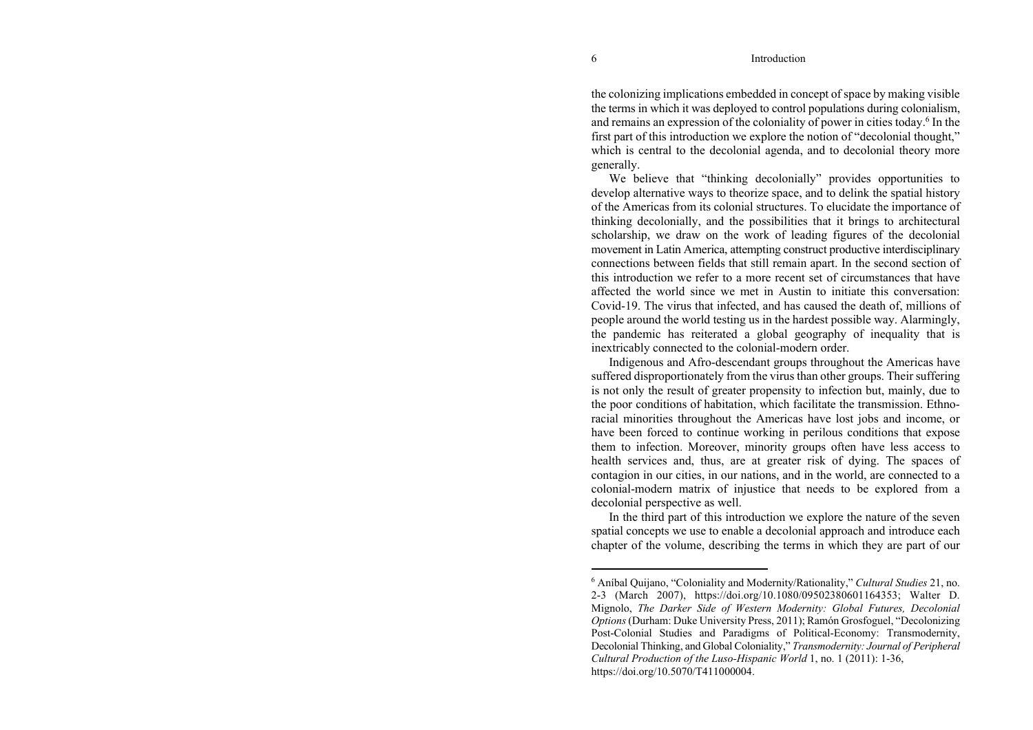the colonizing implications embedded in concept of space by making visible the terms in which it was deployed to control populations during colonialism, and remains an expression of the coloniality of power in cities today.[6] In the first part of this introduction we explore the notion of "decolonial thought," which is central to the decolonial agenda, and to decolonial theory more generally.

We believe that "thinking decolonially" provides opportunities to develop alternative ways to theorize space, and to delink the spatial history of the Americas from its colonial structures. To elucidate the importance of thinking decolonially, and the possibilities that it brings to architectural scholarship, we draw on the work of leading figures of the decolonial movement in Latin America, attempting construct productive interdisciplinary connections between fields that still remain apart. In the second section of this introduction we refer to a more recent set of circumstances that have affected the world since we met in Austin to initiate this conversation: Covid-19. The virus that infected, and has caused the death of, millions of people around the world testing us in the hardest possible way. Alarmingly, the pandemic has reiterated a global geography of inequality that is inextricably connected to the colonial-modern order.

Indigenous and Afro-descendant groups throughout the Americas have suffered disproportionately from the virus than other groups. Their suffering is not only the result of greater propensity to infection but, mainly, due to the poor conditions of habitation, which facilitate the transmission. Ethno-racial minorities throughout the Americas have lost jobs and income, or have been forced to continue working in perilous conditions that expose them to infection. Moreover, minority groups often have less access to health services and, thus, are at greater risk of dying. The spaces of contagion in our cities, in our nations, and in the world, are connected to a colonial-modern matrix of injustice that needs to be explored from a decolonial perspective as well.

In the third part of this introduction we explore the nature of the seven spatial concepts we use to enable a decolonial approach and introduce each chapter of the volume, describing the terms in which they are part of our

---

[6] Aníbal Quijano, "Coloniality and Modernity/Rationality," *Cultural Studies* 21, no. 2-3 (March 2007), https://doi.org/10.1080/09502380601164353; Walter D. Mignolo, *The Darker Side of Western Modernity: Global Futures, Decolonial Options* (Durham: Duke University Press, 2011); Ramón Grosfoguel, "Decolonizing Post-Colonial Studies and Paradigms of Political-Economy: Transmodernity, Decolonial Thinking, and Global Coloniality," *Transmodernity: Journal of Peripheral Cultural Production of the Luso-Hispanic World* 1, no. 1 (2011): 1-36, https://doi.org/10.5070/T411000004.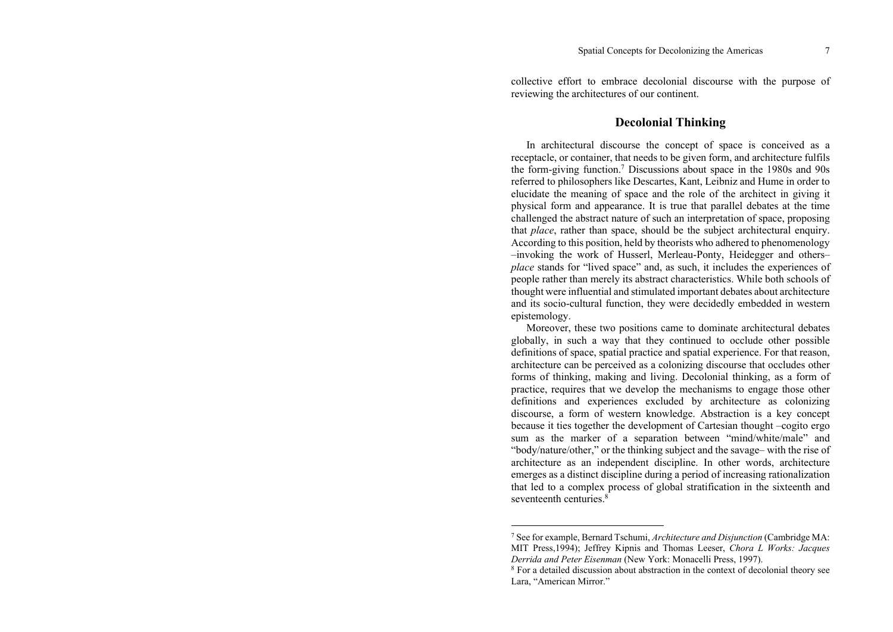collective effort to embrace decolonial discourse with the purpose of reviewing the architectures of our continent.

## Decolonial Thinking

In architectural discourse the concept of space is conceived as a receptacle, or container, that needs to be given form, and architecture fulfils the form-giving function.[7] Discussions about space in the 1980s and 90s referred to philosophers like Descartes, Kant, Leibniz and Hume in order to elucidate the meaning of space and the role of the architect in giving it physical form and appearance. It is true that parallel debates at the time challenged the abstract nature of such an interpretation of space, proposing that *place*, rather than space, should be the subject architectural enquiry. According to this position, held by theorists who adhered to phenomenology –invoking the work of Husserl, Merleau-Ponty, Heidegger and others– *place* stands for "lived space" and, as such, it includes the experiences of people rather than merely its abstract characteristics. While both schools of thought were influential and stimulated important debates about architecture and its socio-cultural function, they were decidedly embedded in western epistemology.

Moreover, these two positions came to dominate architectural debates globally, in such a way that they continued to occlude other possible definitions of space, spatial practice and spatial experience. For that reason, architecture can be perceived as a colonizing discourse that occludes other forms of thinking, making and living. Decolonial thinking, as a form of practice, requires that we develop the mechanisms to engage those other definitions and experiences excluded by architecture as colonizing discourse, a form of western knowledge. Abstraction is a key concept because it ties together the development of Cartesian thought –cogito ergo sum as the marker of a separation between "mind/white/male" and "body/nature/other," or the thinking subject and the savage– with the rise of architecture as an independent discipline. In other words, architecture emerges as a distinct discipline during a period of increasing rationalization that led to a complex process of global stratification in the sixteenth and seventeenth centuries.[8]

---

[7] See for example, Bernard Tschumi, *Architecture and Disjunction* (Cambridge MA: MIT Press,1994); Jeffrey Kipnis and Thomas Leeser, *Chora L Works: Jacques Derrida and Peter Eisenman* (New York: Monacelli Press, 1997).

[8] For a detailed discussion about abstraction in the context of decolonial theory see Lara, "American Mirror."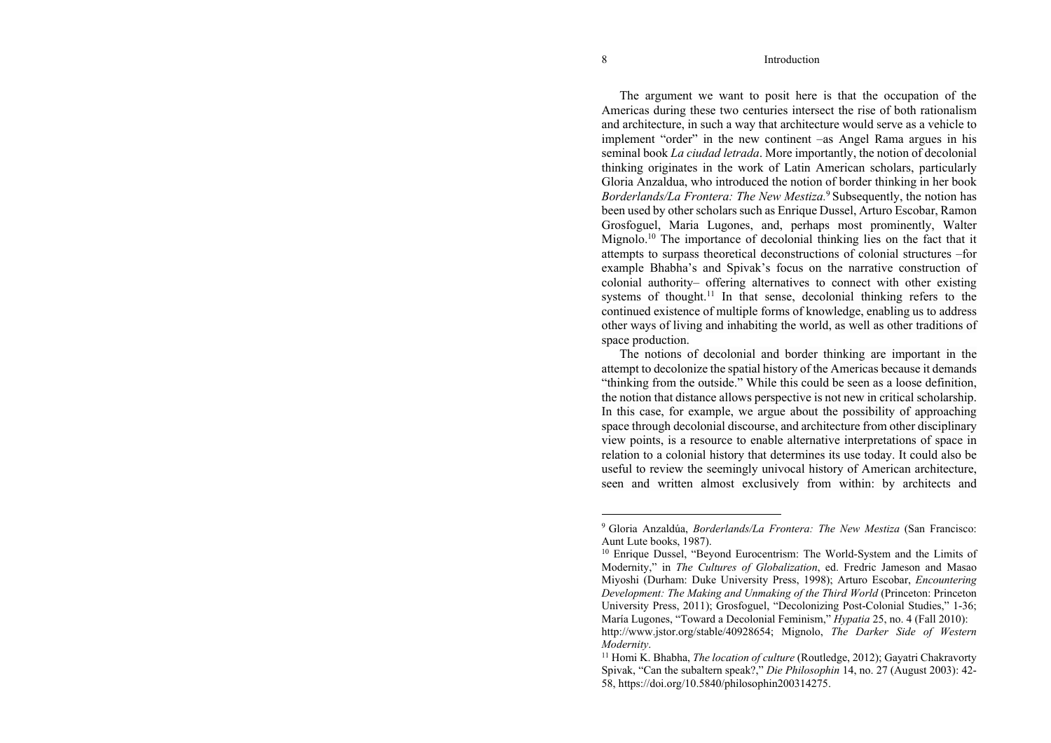The argument we want to posit here is that the occupation of the Americas during these two centuries intersect the rise of both rationalism and architecture, in such a way that architecture would serve as a vehicle to implement "order" in the new continent –as Angel Rama argues in his seminal book *La ciudad letrada*. More importantly, the notion of decolonial thinking originates in the work of Latin American scholars, particularly Gloria Anzaldua, who introduced the notion of border thinking in her book *Borderlands/La Frontera: The New Mestiza.*[9] Subsequently, the notion has been used by other scholars such as Enrique Dussel, Arturo Escobar, Ramon Grosfoguel, Maria Lugones, and, perhaps most prominently, Walter Mignolo.[10] The importance of decolonial thinking lies on the fact that it attempts to surpass theoretical deconstructions of colonial structures –for example Bhabha's and Spivak's focus on the narrative construction of colonial authority– offering alternatives to connect with other existing systems of thought.[11] In that sense, decolonial thinking refers to the continued existence of multiple forms of knowledge, enabling us to address other ways of living and inhabiting the world, as well as other traditions of space production.

The notions of decolonial and border thinking are important in the attempt to decolonize the spatial history of the Americas because it demands "thinking from the outside." While this could be seen as a loose definition, the notion that distance allows perspective is not new in critical scholarship. In this case, for example, we argue about the possibility of approaching space through decolonial discourse, and architecture from other disciplinary view points, is a resource to enable alternative interpretations of space in relation to a colonial history that determines its use today. It could also be useful to review the seemingly univocal history of American architecture, seen and written almost exclusively from within: by architects and

---

[9] Gloria Anzaldúa, *Borderlands/La Frontera: The New Mestiza* (San Francisco: Aunt Lute books, 1987).

[10] Enrique Dussel, "Beyond Eurocentrism: The World-System and the Limits of Modernity," in *The Cultures of Globalization*, ed. Fredric Jameson and Masao Miyoshi (Durham: Duke University Press, 1998); Arturo Escobar, *Encountering Development: The Making and Unmaking of the Third World* (Princeton: Princeton University Press, 2011); Grosfoguel, "Decolonizing Post-Colonial Studies," 1-36; María Lugones, "Toward a Decolonial Feminism," *Hypatia* 25, no. 4 (Fall 2010): http://www.jstor.org/stable/40928654; Mignolo, *The Darker Side of Western Modernity*.

[11] Homi K. Bhabha, *The location of culture* (Routledge, 2012); Gayatri Chakravorty Spivak, "Can the subaltern speak?," *Die Philosophin* 14, no. 27 (August 2003): 42-58, https://doi.org/10.5840/philosophin200314275.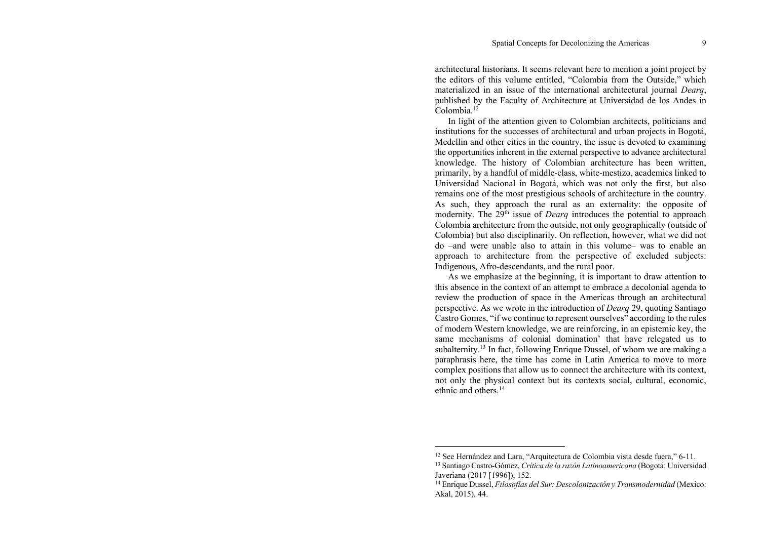architectural historians. It seems relevant here to mention a joint project by the editors of this volume entitled, "Colombia from the Outside," which materialized in an issue of the international architectural journal *Dearq*, published by the Faculty of Architecture at Universidad de los Andes in Colombia.[12]

In light of the attention given to Colombian architects, politicians and institutions for the successes of architectural and urban projects in Bogotá, Medellin and other cities in the country, the issue is devoted to examining the opportunities inherent in the external perspective to advance architectural knowledge. The history of Colombian architecture has been written, primarily, by a handful of middle-class, white-mestizo, academics linked to Universidad Nacional in Bogotá, which was not only the first, but also remains one of the most prestigious schools of architecture in the country. As such, they approach the rural as an externality: the opposite of modernity. The 29th issue of *Dearq* introduces the potential to approach Colombia architecture from the outside, not only geographically (outside of Colombia) but also disciplinarily. On reflection, however, what we did not do –and were unable also to attain in this volume– was to enable an approach to architecture from the perspective of excluded subjects: Indigenous, Afro-descendants, and the rural poor.

As we emphasize at the beginning, it is important to draw attention to this absence in the context of an attempt to embrace a decolonial agenda to review the production of space in the Americas through an architectural perspective. As we wrote in the introduction of *Dearq* 29, quoting Santiago Castro Gomes, "if we continue to represent ourselves" according to the rules of modern Western knowledge, we are reinforcing, in an epistemic key, the same mechanisms of colonial domination' that have relegated us to subalternity.[13] In fact, following Enrique Dussel, of whom we are making a paraphrasis here, the time has come in Latin America to move to more complex positions that allow us to connect the architecture with its context, not only the physical context but its contexts social, cultural, economic, ethnic and others.[14]

---

[12] See Hernández and Lara, "Arquitectura de Colombia vista desde fuera," 6-11.

[13] Santiago Castro-Gómez, *Crítica de la razón Latinoamericana* (Bogotá: Universidad Javeriana (2017 [1996]), 152.

[14] Enrique Dussel, *Filosofías del Sur: Descolonización y Transmodernidad* (Mexico: Akal, 2015), 44.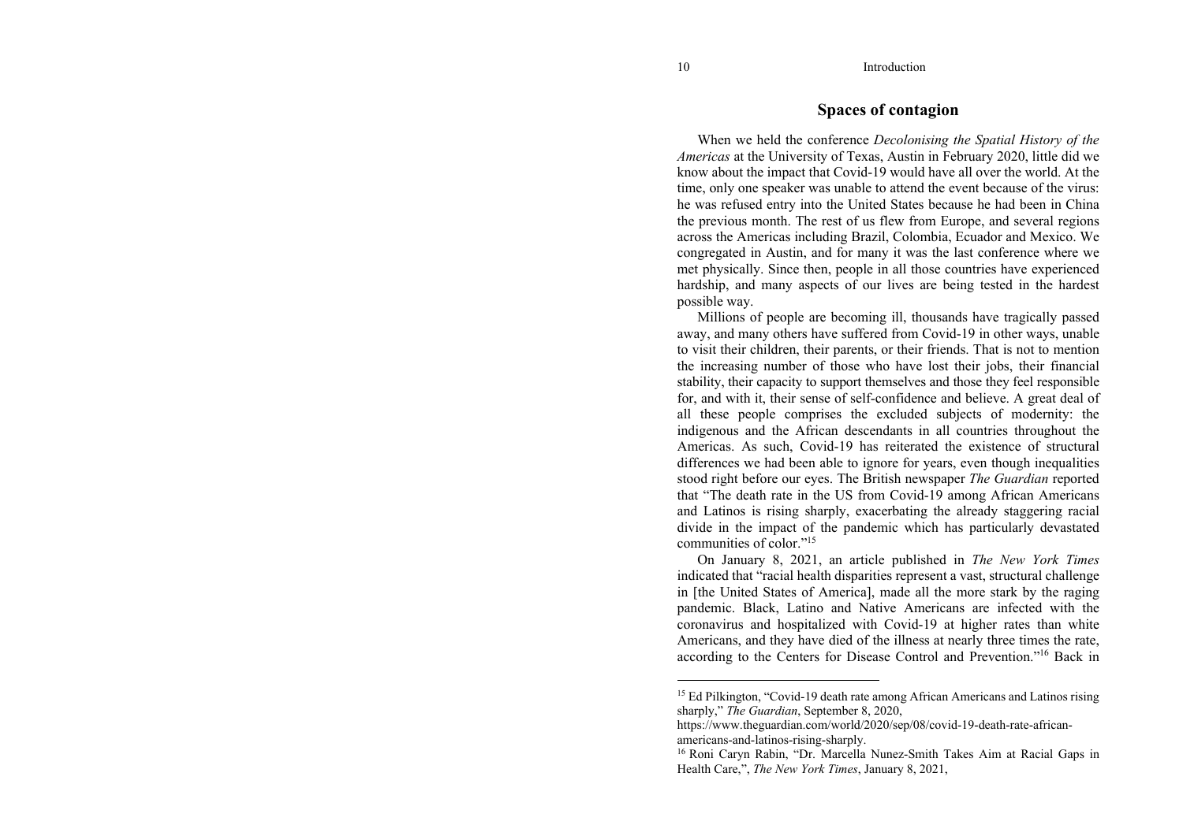## Spaces of contagion

When we held the conference *Decolonising the Spatial History of the Americas* at the University of Texas, Austin in February 2020, little did we know about the impact that Covid-19 would have all over the world. At the time, only one speaker was unable to attend the event because of the virus: he was refused entry into the United States because he had been in China the previous month. The rest of us flew from Europe, and several regions across the Americas including Brazil, Colombia, Ecuador and Mexico. We congregated in Austin, and for many it was the last conference where we met physically. Since then, people in all those countries have experienced hardship, and many aspects of our lives are being tested in the hardest possible way.

Millions of people are becoming ill, thousands have tragically passed away, and many others have suffered from Covid-19 in other ways, unable to visit their children, their parents, or their friends. That is not to mention the increasing number of those who have lost their jobs, their financial stability, their capacity to support themselves and those they feel responsible for, and with it, their sense of self-confidence and believe. A great deal of all these people comprises the excluded subjects of modernity: the indigenous and the African descendants in all countries throughout the Americas. As such, Covid-19 has reiterated the existence of structural differences we had been able to ignore for years, even though inequalities stood right before our eyes. The British newspaper *The Guardian* reported that "The death rate in the US from Covid-19 among African Americans and Latinos is rising sharply, exacerbating the already staggering racial divide in the impact of the pandemic which has particularly devastated communities of color."[15]

On January 8, 2021, an article published in *The New York Times* indicated that "racial health disparities represent a vast, structural challenge in [the United States of America], made all the more stark by the raging pandemic. Black, Latino and Native Americans are infected with the coronavirus and hospitalized with Covid-19 at higher rates than white Americans, and they have died of the illness at nearly three times the rate, according to the Centers for Disease Control and Prevention."[16] Back in

---

[15] Ed Pilkington, "Covid-19 death rate among African Americans and Latinos rising sharply," *The Guardian*, September 8, 2020, https://www.theguardian.com/world/2020/sep/08/covid-19-death-rate-african-americans-and-latinos-rising-sharply.

[16] Roni Caryn Rabin, "Dr. Marcella Nunez-Smith Takes Aim at Racial Gaps in Health Care,", *The New York Times*, January 8, 2021,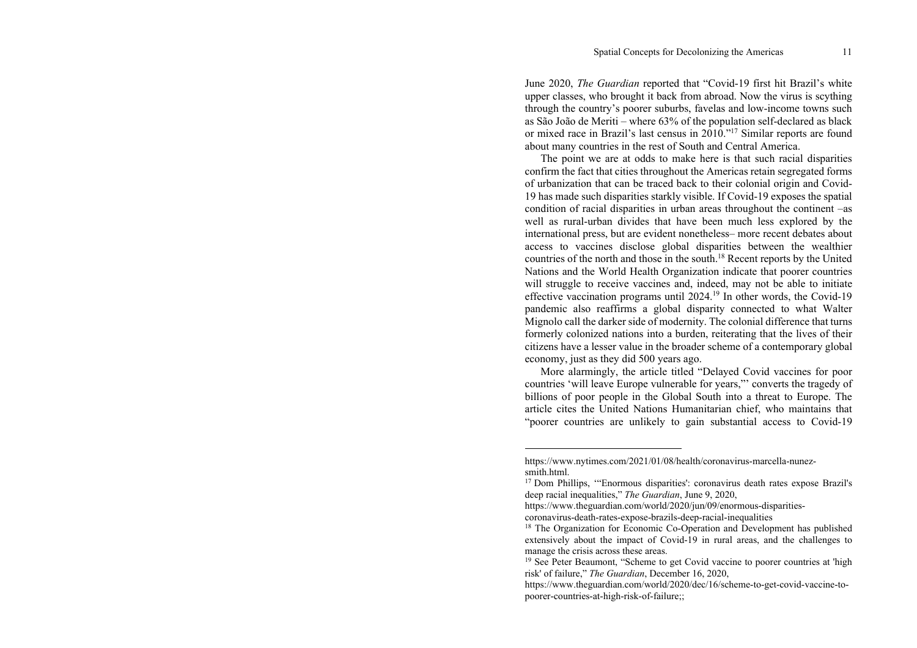June 2020, *The Guardian* reported that "Covid-19 first hit Brazil's white upper classes, who brought it back from abroad. Now the virus is scything through the country's poorer suburbs, favelas and low-income towns such as São João de Meriti – where 63% of the population self-declared as black or mixed race in Brazil's last census in 2010."[17] Similar reports are found about many countries in the rest of South and Central America.

The point we are at odds to make here is that such racial disparities confirm the fact that cities throughout the Americas retain segregated forms of urbanization that can be traced back to their colonial origin and Covid-19 has made such disparities starkly visible. If Covid-19 exposes the spatial condition of racial disparities in urban areas throughout the continent –as well as rural-urban divides that have been much less explored by the international press, but are evident nonetheless– more recent debates about access to vaccines disclose global disparities between the wealthier countries of the north and those in the south.[18] Recent reports by the United Nations and the World Health Organization indicate that poorer countries will struggle to receive vaccines and, indeed, may not be able to initiate effective vaccination programs until 2024.[19] In other words, the Covid-19 pandemic also reaffirms a global disparity connected to what Walter Mignolo call the darker side of modernity. The colonial difference that turns formerly colonized nations into a burden, reiterating that the lives of their citizens have a lesser value in the broader scheme of a contemporary global economy, just as they did 500 years ago.

More alarmingly, the article titled "Delayed Covid vaccines for poor countries 'will leave Europe vulnerable for years,'" converts the tragedy of billions of poor people in the Global South into a threat to Europe. The article cites the United Nations Humanitarian chief, who maintains that "poorer countries are unlikely to gain substantial access to Covid-19

---

https://www.nytimes.com/2021/01/08/health/coronavirus-marcella-nunez-smith.html.

[17] Dom Phillips, '"Enormous disparities': coronavirus death rates expose Brazil's deep racial inequalities," *The Guardian*, June 9, 2020, https://www.theguardian.com/world/2020/jun/09/enormous-disparities-coronavirus-death-rates-expose-brazils-deep-racial-inequalities

[18] The Organization for Economic Co-Operation and Development has published extensively about the impact of Covid-19 in rural areas, and the challenges to manage the crisis across these areas.

[19] See Peter Beaumont, "Scheme to get Covid vaccine to poorer countries at 'high risk' of failure," *The Guardian*, December 16, 2020, https://www.theguardian.com/world/2020/dec/16/scheme-to-get-covid-vaccine-to-poorer-countries-at-high-risk-of-failure;;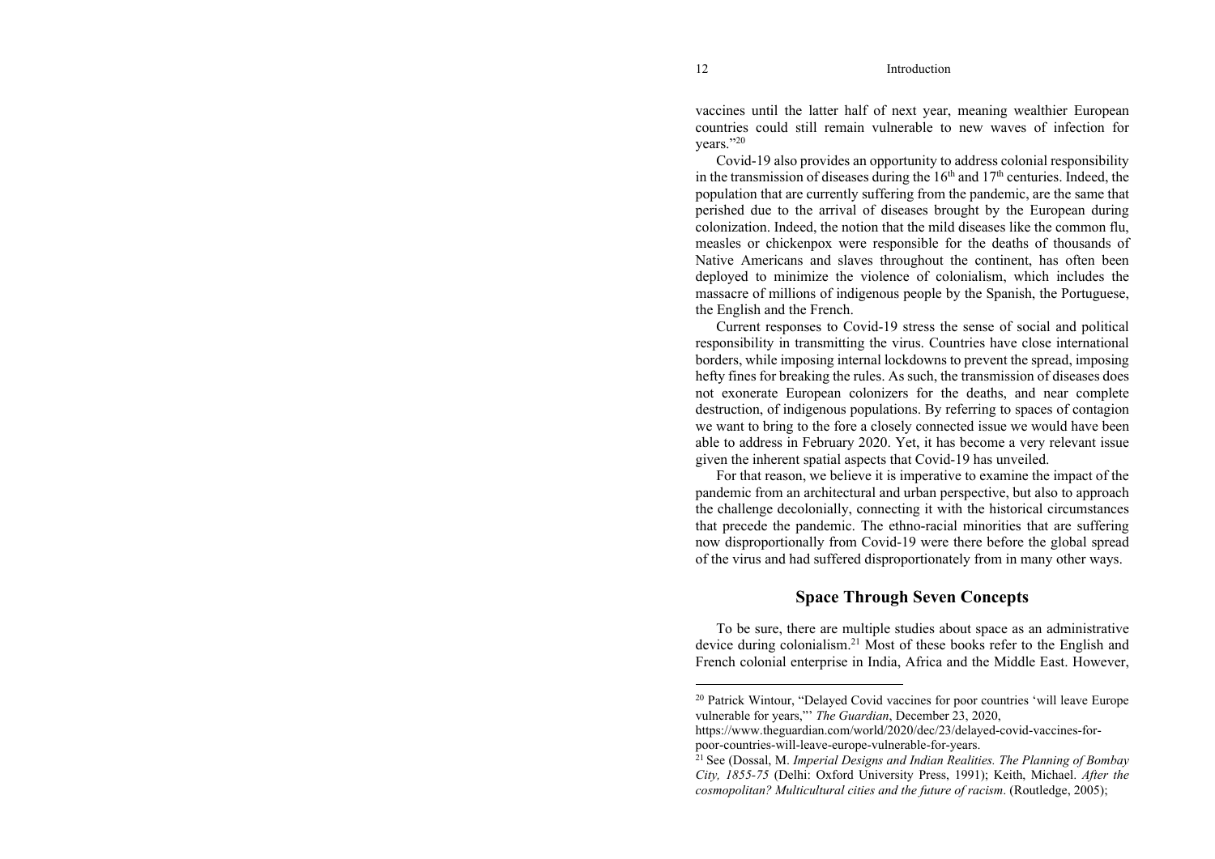vaccines until the latter half of next year, meaning wealthier European countries could still remain vulnerable to new waves of infection for years."[20]

Covid-19 also provides an opportunity to address colonial responsibility in the transmission of diseases during the 16th and 17th centuries. Indeed, the population that are currently suffering from the pandemic, are the same that perished due to the arrival of diseases brought by the European during colonization. Indeed, the notion that the mild diseases like the common flu, measles or chickenpox were responsible for the deaths of thousands of Native Americans and slaves throughout the continent, has often been deployed to minimize the violence of colonialism, which includes the massacre of millions of indigenous people by the Spanish, the Portuguese, the English and the French.

Current responses to Covid-19 stress the sense of social and political responsibility in transmitting the virus. Countries have close international borders, while imposing internal lockdowns to prevent the spread, imposing hefty fines for breaking the rules. As such, the transmission of diseases does not exonerate European colonizers for the deaths, and near complete destruction, of indigenous populations. By referring to spaces of contagion we want to bring to the fore a closely connected issue we would have been able to address in February 2020. Yet, it has become a very relevant issue given the inherent spatial aspects that Covid-19 has unveiled.

For that reason, we believe it is imperative to examine the impact of the pandemic from an architectural and urban perspective, but also to approach the challenge decolonially, connecting it with the historical circumstances that precede the pandemic. The ethno-racial minorities that are suffering now disproportionally from Covid-19 were there before the global spread of the virus and had suffered disproportionately from in many other ways.

## Space Through Seven Concepts

To be sure, there are multiple studies about space as an administrative device during colonialism.[21] Most of these books refer to the English and French colonial enterprise in India, Africa and the Middle East. However,

---

[20] Patrick Wintour, "Delayed Covid vaccines for poor countries 'will leave Europe vulnerable for years,"' *The Guardian*, December 23, 2020, https://www.theguardian.com/world/2020/dec/23/delayed-covid-vaccines-for-poor-countries-will-leave-europe-vulnerable-for-years.

[21] See (Dossal, M. *Imperial Designs and Indian Realities. The Planning of Bombay City, 1855-75* (Delhi: Oxford University Press, 1991); Keith, Michael. *After the cosmopolitan? Multicultural cities and the future of racism*. (Routledge, 2005);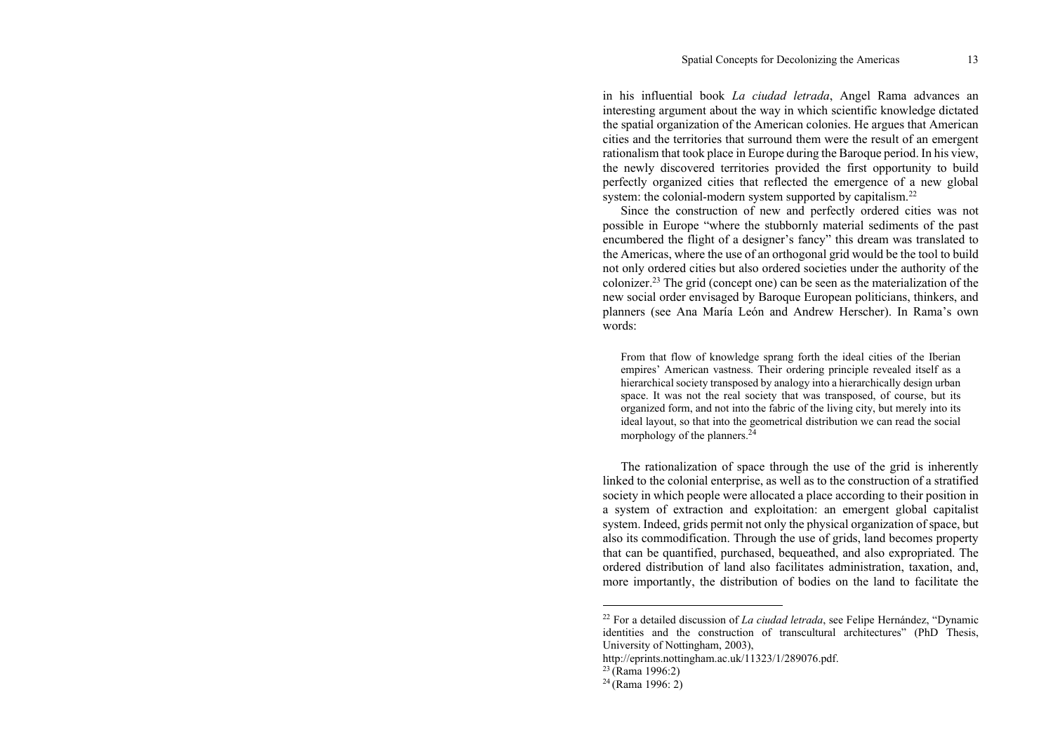in his influential book *La ciudad letrada*, Angel Rama advances an interesting argument about the way in which scientific knowledge dictated the spatial organization of the American colonies. He argues that American cities and the territories that surround them were the result of an emergent rationalism that took place in Europe during the Baroque period. In his view, the newly discovered territories provided the first opportunity to build perfectly organized cities that reflected the emergence of a new global system: the colonial-modern system supported by capitalism.[22]

Since the construction of new and perfectly ordered cities was not possible in Europe "where the stubbornly material sediments of the past encumbered the flight of a designer's fancy" this dream was translated to the Americas, where the use of an orthogonal grid would be the tool to build not only ordered cities but also ordered societies under the authority of the colonizer.[23] The grid (concept one) can be seen as the materialization of the new social order envisaged by Baroque European politicians, thinkers, and planners (see Ana María León and Andrew Herscher). In Rama's own words:

> From that flow of knowledge sprang forth the ideal cities of the Iberian empires' American vastness. Their ordering principle revealed itself as a hierarchical society transposed by analogy into a hierarchically design urban space. It was not the real society that was transposed, of course, but its organized form, and not into the fabric of the living city, but merely into its ideal layout, so that into the geometrical distribution we can read the social morphology of the planners.[24]

The rationalization of space through the use of the grid is inherently linked to the colonial enterprise, as well as to the construction of a stratified society in which people were allocated a place according to their position in a system of extraction and exploitation: an emergent global capitalist system. Indeed, grids permit not only the physical organization of space, but also its commodification. Through the use of grids, land becomes property that can be quantified, purchased, bequeathed, and also expropriated. The ordered distribution of land also facilitates administration, taxation, and, more importantly, the distribution of bodies on the land to facilitate the

---

[22] For a detailed discussion of *La ciudad letrada*, see Felipe Hernández, "Dynamic identities and the construction of transcultural architectures" (PhD Thesis, University of Nottingham, 2003), http://eprints.nottingham.ac.uk/11323/1/289076.pdf.

[23] (Rama 1996:2)

[24] (Rama 1996: 2)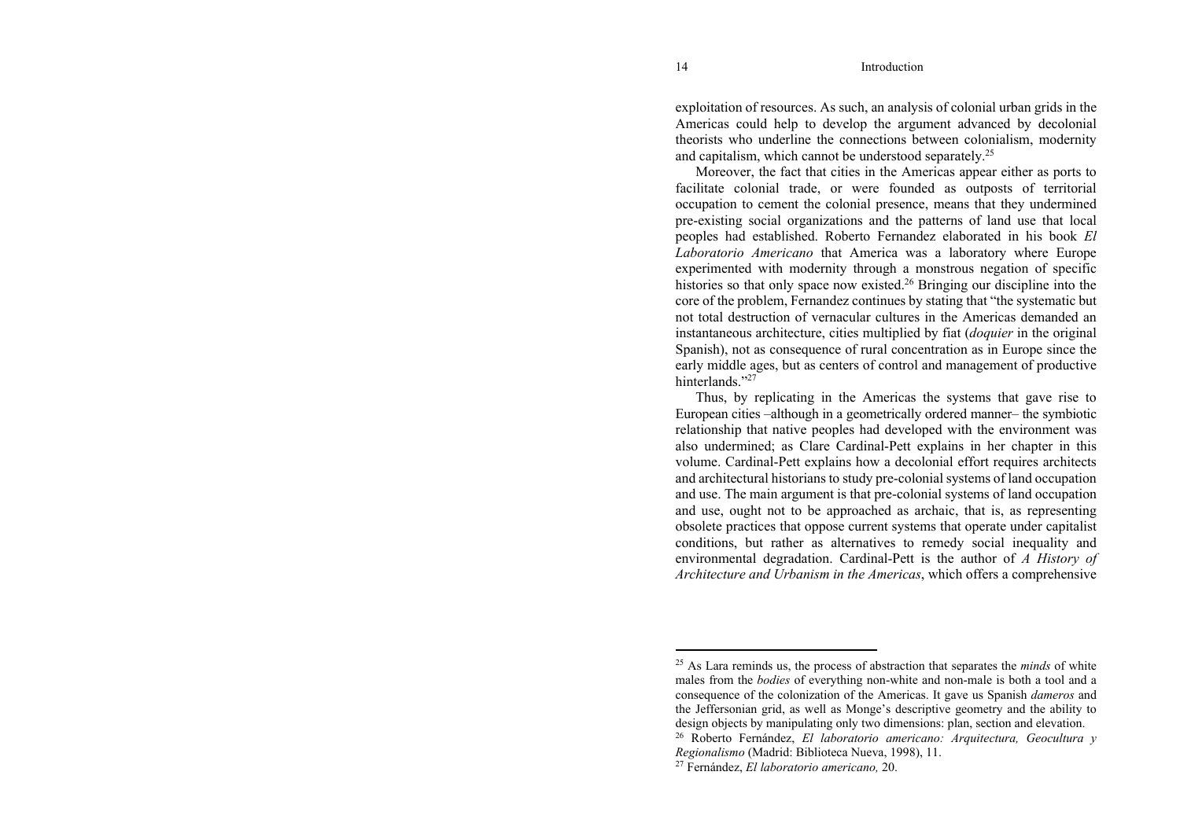exploitation of resources. As such, an analysis of colonial urban grids in the Americas could help to develop the argument advanced by decolonial theorists who underline the connections between colonialism, modernity and capitalism, which cannot be understood separately.[25]

Moreover, the fact that cities in the Americas appear either as ports to facilitate colonial trade, or were founded as outposts of territorial occupation to cement the colonial presence, means that they undermined pre-existing social organizations and the patterns of land use that local peoples had established. Roberto Fernandez elaborated in his book *El Laboratorio Americano* that America was a laboratory where Europe experimented with modernity through a monstrous negation of specific histories so that only space now existed.[26] Bringing our discipline into the core of the problem, Fernandez continues by stating that "the systematic but not total destruction of vernacular cultures in the Americas demanded an instantaneous architecture, cities multiplied by fiat (*doquier* in the original Spanish), not as consequence of rural concentration as in Europe since the early middle ages, but as centers of control and management of productive hinterlands."[27]

Thus, by replicating in the Americas the systems that gave rise to European cities –although in a geometrically ordered manner– the symbiotic relationship that native peoples had developed with the environment was also undermined; as Clare Cardinal-Pett explains in her chapter in this volume. Cardinal-Pett explains how a decolonial effort requires architects and architectural historians to study pre-colonial systems of land occupation and use. The main argument is that pre-colonial systems of land occupation and use, ought not to be approached as archaic, that is, as representing obsolete practices that oppose current systems that operate under capitalist conditions, but rather as alternatives to remedy social inequality and environmental degradation. Cardinal-Pett is the author of *A History of Architecture and Urbanism in the Americas*, which offers a comprehensive

---

[25] As Lara reminds us, the process of abstraction that separates the *minds* of white males from the *bodies* of everything non-white and non-male is both a tool and a consequence of the colonization of the Americas. It gave us Spanish *dameros* and the Jeffersonian grid, as well as Monge's descriptive geometry and the ability to design objects by manipulating only two dimensions: plan, section and elevation.

[26] Roberto Fernández, *El laboratorio americano: Arquitectura, Geocultura y Regionalismo* (Madrid: Biblioteca Nueva, 1998), 11.

[27] Fernández, *El laboratorio americano,* 20.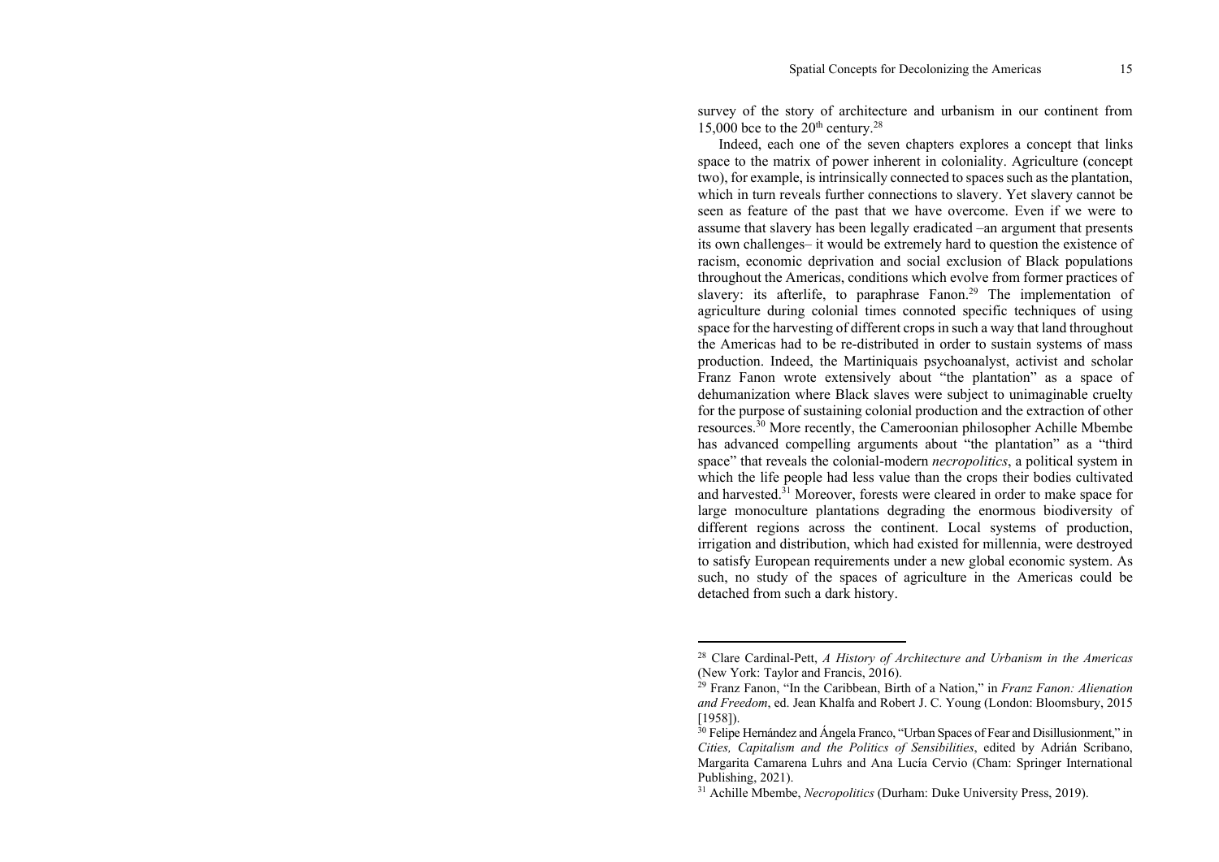survey of the story of architecture and urbanism in our continent from 15,000 bce to the 20th century.[28]

Indeed, each one of the seven chapters explores a concept that links space to the matrix of power inherent in coloniality. Agriculture (concept two), for example, is intrinsically connected to spaces such as the plantation, which in turn reveals further connections to slavery. Yet slavery cannot be seen as feature of the past that we have overcome. Even if we were to assume that slavery has been legally eradicated –an argument that presents its own challenges– it would be extremely hard to question the existence of racism, economic deprivation and social exclusion of Black populations throughout the Americas, conditions which evolve from former practices of slavery: its afterlife, to paraphrase Fanon.[29] The implementation of agriculture during colonial times connoted specific techniques of using space for the harvesting of different crops in such a way that land throughout the Americas had to be re-distributed in order to sustain systems of mass production. Indeed, the Martiniquais psychoanalyst, activist and scholar Franz Fanon wrote extensively about "the plantation" as a space of dehumanization where Black slaves were subject to unimaginable cruelty for the purpose of sustaining colonial production and the extraction of other resources.[30] More recently, the Cameroonian philosopher Achille Mbembe has advanced compelling arguments about "the plantation" as a "third space" that reveals the colonial-modern *necropolitics*, a political system in which the life people had less value than the crops their bodies cultivated and harvested.[31] Moreover, forests were cleared in order to make space for large monoculture plantations degrading the enormous biodiversity of different regions across the continent. Local systems of production, irrigation and distribution, which had existed for millennia, were destroyed to satisfy European requirements under a new global economic system. As such, no study of the spaces of agriculture in the Americas could be detached from such a dark history.

---

[28] Clare Cardinal-Pett, *A History of Architecture and Urbanism in the Americas* (New York: Taylor and Francis, 2016).

[29] Franz Fanon, "In the Caribbean, Birth of a Nation," in *Franz Fanon: Alienation and Freedom*, ed. Jean Khalfa and Robert J. C. Young (London: Bloomsbury, 2015 [1958]).

[30] Felipe Hernández and Ángela Franco, "Urban Spaces of Fear and Disillusionment," in *Cities, Capitalism and the Politics of Sensibilities*, edited by Adrián Scribano, Margarita Camarena Luhrs and Ana Lucía Cervio (Cham: Springer International Publishing, 2021).

[31] Achille Mbembe, *Necropolitics* (Durham: Duke University Press, 2019).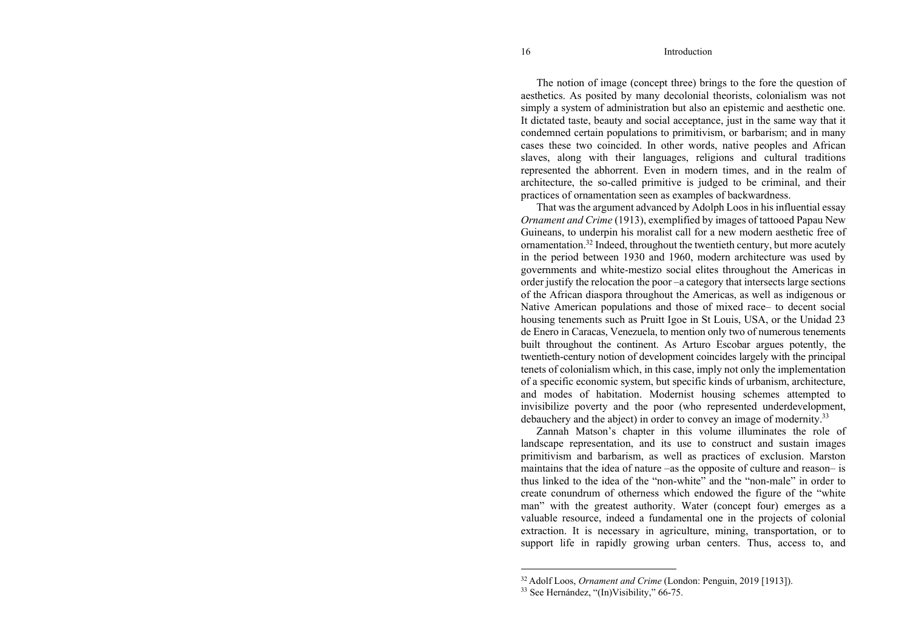The notion of image (concept three) brings to the fore the question of aesthetics. As posited by many decolonial theorists, colonialism was not simply a system of administration but also an epistemic and aesthetic one. It dictated taste, beauty and social acceptance, just in the same way that it condemned certain populations to primitivism, or barbarism; and in many cases these two coincided. In other words, native peoples and African slaves, along with their languages, religions and cultural traditions represented the abhorrent. Even in modern times, and in the realm of architecture, the so-called primitive is judged to be criminal, and their practices of ornamentation seen as examples of backwardness.

That was the argument advanced by Adolph Loos in his influential essay *Ornament and Crime* (1913), exemplified by images of tattooed Papau New Guineans, to underpin his moralist call for a new modern aesthetic free of ornamentation.[32] Indeed, throughout the twentieth century, but more acutely in the period between 1930 and 1960, modern architecture was used by governments and white-mestizo social elites throughout the Americas in order justify the relocation the poor –a category that intersects large sections of the African diaspora throughout the Americas, as well as indigenous or Native American populations and those of mixed race– to decent social housing tenements such as Pruitt Igoe in St Louis, USA, or the Unidad 23 de Enero in Caracas, Venezuela, to mention only two of numerous tenements built throughout the continent. As Arturo Escobar argues potently, the twentieth-century notion of development coincides largely with the principal tenets of colonialism which, in this case, imply not only the implementation of a specific economic system, but specific kinds of urbanism, architecture, and modes of habitation. Modernist housing schemes attempted to invisibilize poverty and the poor (who represented underdevelopment, debauchery and the abject) in order to convey an image of modernity.[33]

Zannah Matson's chapter in this volume illuminates the role of landscape representation, and its use to construct and sustain images primitivism and barbarism, as well as practices of exclusion. Marston maintains that the idea of nature –as the opposite of culture and reason– is thus linked to the idea of the "non-white" and the "non-male" in order to create conundrum of otherness which endowed the figure of the "white man" with the greatest authority. Water (concept four) emerges as a valuable resource, indeed a fundamental one in the projects of colonial extraction. It is necessary in agriculture, mining, transportation, or to support life in rapidly growing urban centers. Thus, access to, and

---

[32] Adolf Loos, *Ornament and Crime* (London: Penguin, 2019 [1913]).

[33] See Hernández, "(In)Visibility," 66-75.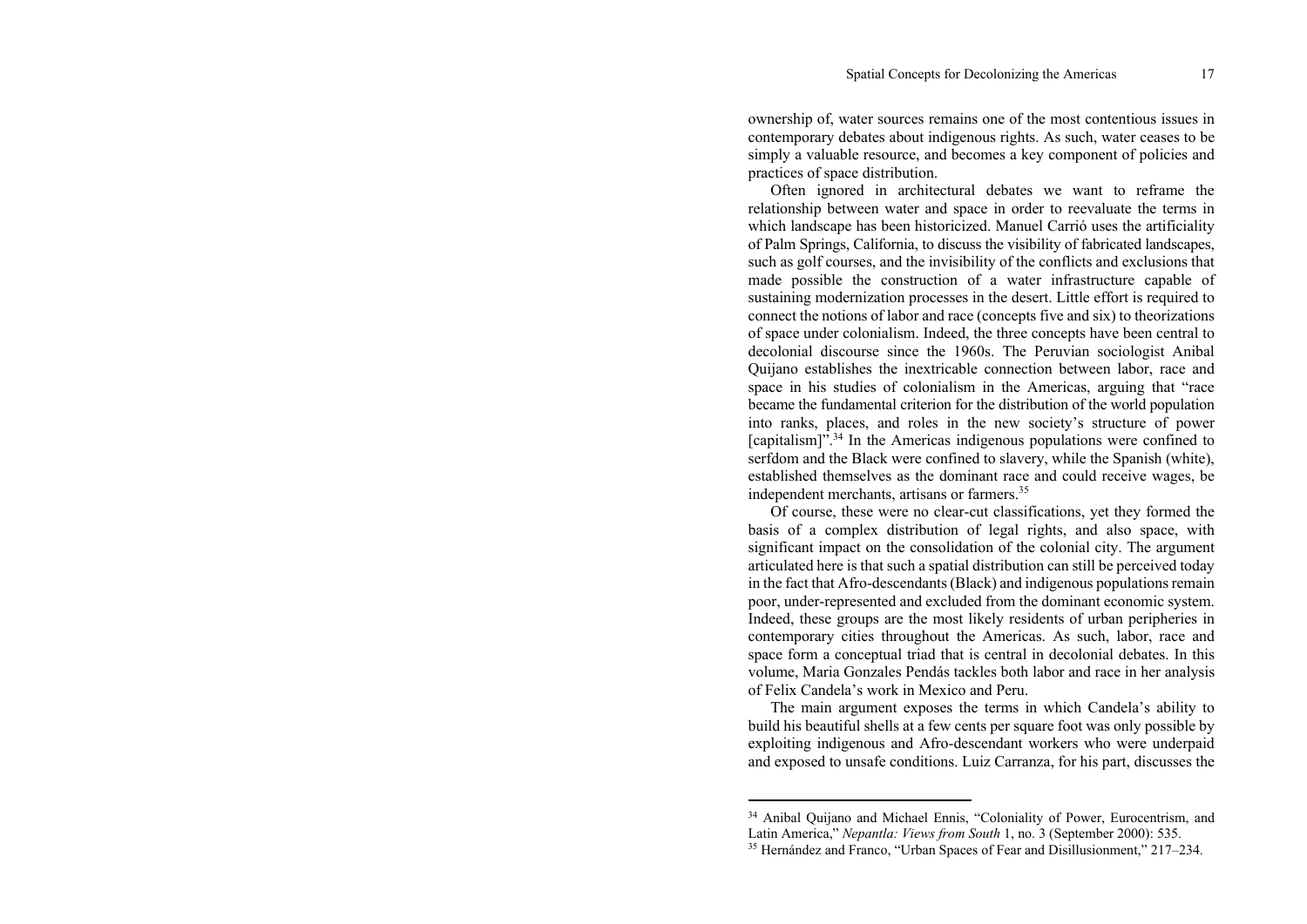ownership of, water sources remains one of the most contentious issues in contemporary debates about indigenous rights. As such, water ceases to be simply a valuable resource, and becomes a key component of policies and practices of space distribution.

Often ignored in architectural debates we want to reframe the relationship between water and space in order to reevaluate the terms in which landscape has been historicized. Manuel Carrió uses the artificiality of Palm Springs, California, to discuss the visibility of fabricated landscapes, such as golf courses, and the invisibility of the conflicts and exclusions that made possible the construction of a water infrastructure capable of sustaining modernization processes in the desert. Little effort is required to connect the notions of labor and race (concepts five and six) to theorizations of space under colonialism. Indeed, the three concepts have been central to decolonial discourse since the 1960s. The Peruvian sociologist Anibal Quijano establishes the inextricable connection between labor, race and space in his studies of colonialism in the Americas, arguing that "race became the fundamental criterion for the distribution of the world population into ranks, places, and roles in the new society's structure of power [capitalism]".[34] In the Americas indigenous populations were confined to serfdom and the Black were confined to slavery, while the Spanish (white), established themselves as the dominant race and could receive wages, be independent merchants, artisans or farmers.[35]

Of course, these were no clear-cut classifications, yet they formed the basis of a complex distribution of legal rights, and also space, with significant impact on the consolidation of the colonial city. The argument articulated here is that such a spatial distribution can still be perceived today in the fact that Afro-descendants (Black) and indigenous populations remain poor, under-represented and excluded from the dominant economic system. Indeed, these groups are the most likely residents of urban peripheries in contemporary cities throughout the Americas. As such, labor, race and space form a conceptual triad that is central in decolonial debates. In this volume, Maria Gonzales Pendás tackles both labor and race in her analysis of Felix Candela's work in Mexico and Peru.

The main argument exposes the terms in which Candela's ability to build his beautiful shells at a few cents per square foot was only possible by exploiting indigenous and Afro-descendant workers who were underpaid and exposed to unsafe conditions. Luiz Carranza, for his part, discusses the

---

[34] Anibal Quijano and Michael Ennis, "Coloniality of Power, Eurocentrism, and Latin America," *Nepantla: Views from South* 1, no. 3 (September 2000): 535.

[35] Hernández and Franco, "Urban Spaces of Fear and Disillusionment," 217–234.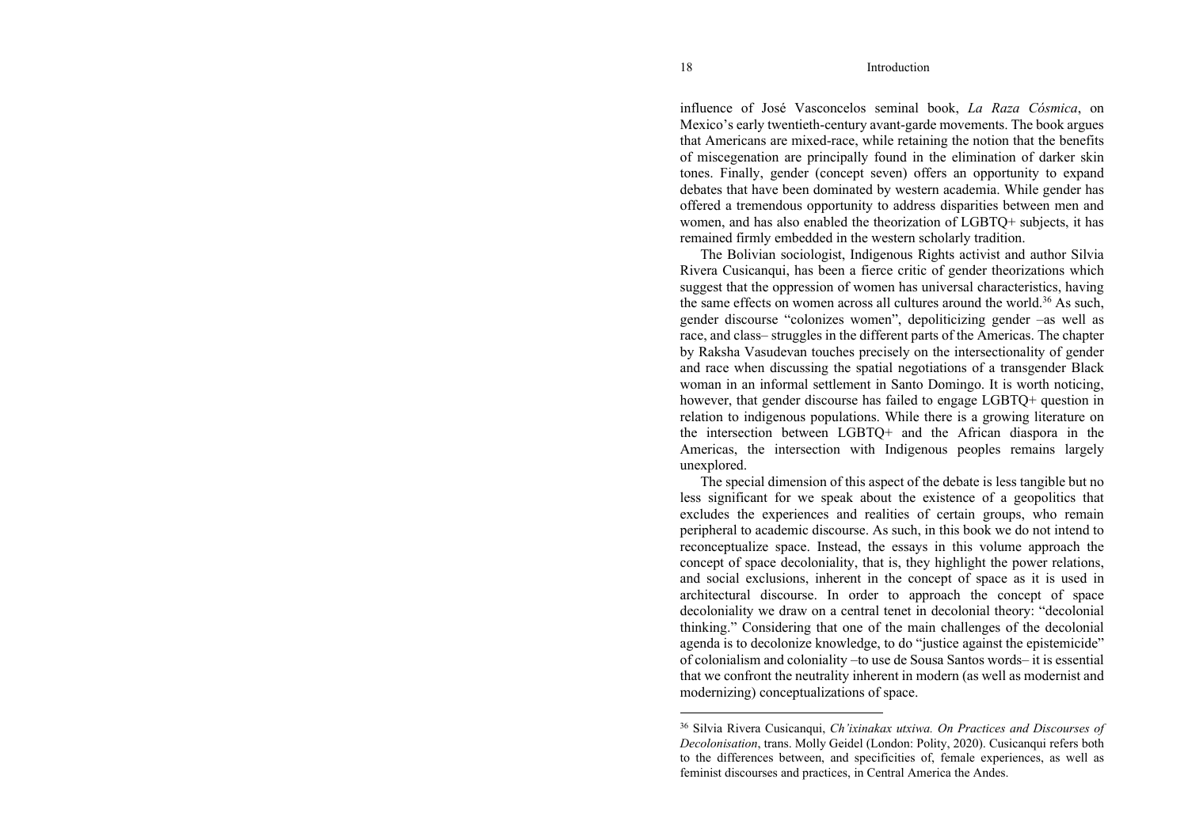influence of José Vasconcelos seminal book, *La Raza Cósmica*, on Mexico's early twentieth-century avant-garde movements. The book argues that Americans are mixed-race, while retaining the notion that the benefits of miscegenation are principally found in the elimination of darker skin tones. Finally, gender (concept seven) offers an opportunity to expand debates that have been dominated by western academia. While gender has offered a tremendous opportunity to address disparities between men and women, and has also enabled the theorization of LGBTQ+ subjects, it has remained firmly embedded in the western scholarly tradition.

The Bolivian sociologist, Indigenous Rights activist and author Silvia Rivera Cusicanqui, has been a fierce critic of gender theorizations which suggest that the oppression of women has universal characteristics, having the same effects on women across all cultures around the world.[36] As such, gender discourse "colonizes women", depoliticizing gender –as well as race, and class– struggles in the different parts of the Americas. The chapter by Raksha Vasudevan touches precisely on the intersectionality of gender and race when discussing the spatial negotiations of a transgender Black woman in an informal settlement in Santo Domingo. It is worth noticing, however, that gender discourse has failed to engage LGBTQ+ question in relation to indigenous populations. While there is a growing literature on the intersection between LGBTQ+ and the African diaspora in the Americas, the intersection with Indigenous peoples remains largely unexplored.

The special dimension of this aspect of the debate is less tangible but no less significant for we speak about the existence of a geopolitics that excludes the experiences and realities of certain groups, who remain peripheral to academic discourse. As such, in this book we do not intend to reconceptualize space. Instead, the essays in this volume approach the concept of space decoloniality, that is, they highlight the power relations, and social exclusions, inherent in the concept of space as it is used in architectural discourse. In order to approach the concept of space decoloniality we draw on a central tenet in decolonial theory: "decolonial thinking." Considering that one of the main challenges of the decolonial agenda is to decolonize knowledge, to do "justice against the epistemicide" of colonialism and coloniality –to use de Sousa Santos words– it is essential that we confront the neutrality inherent in modern (as well as modernist and modernizing) conceptualizations of space.

---

[36] Silvia Rivera Cusicanqui, *Ch'ixinakax utxiwa. On Practices and Discourses of Decolonisation*, trans. Molly Geidel (London: Polity, 2020). Cusicanqui refers both to the differences between, and specificities of, female experiences, as well as feminist discourses and practices, in Central America the Andes.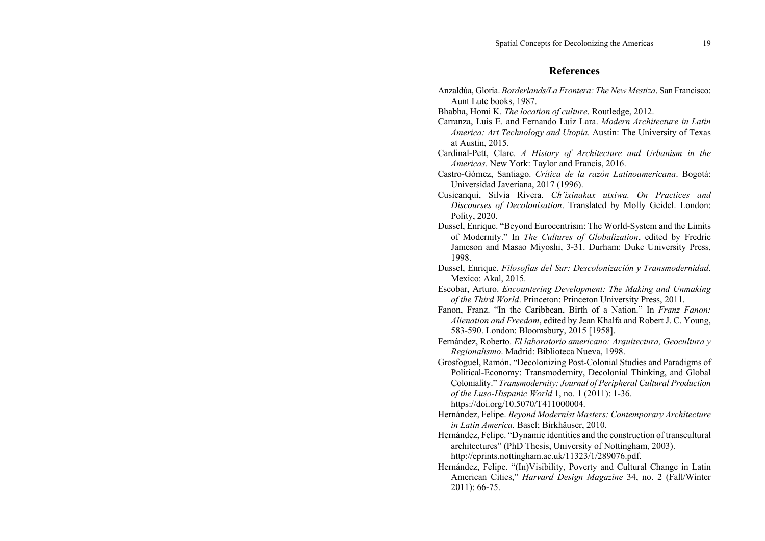## References

Anzaldúa, Gloria. *Borderlands/La Frontera: The New Mestiza*. San Francisco: Aunt Lute books, 1987.

Bhabha, Homi K. *The location of culture*. Routledge, 2012.

Carranza, Luis E. and Fernando Luiz Lara. *Modern Architecture in Latin America: Art Technology and Utopia.* Austin: The University of Texas at Austin, 2015.

Cardinal-Pett, Clare. *A History of Architecture and Urbanism in the Americas.* New York: Taylor and Francis, 2016.

Castro-Gómez, Santiago. *Crítica de la razón Latinoamericana*. Bogotá: Universidad Javeriana, 2017 (1996).

Cusicanqui, Silvia Rivera. *Ch'ixinakax utxiwa. On Practices and Discourses of Decolonisation*. Translated by Molly Geidel. London: Polity, 2020.

Dussel, Enrique. "Beyond Eurocentrism: The World-System and the Limits of Modernity." In *The Cultures of Globalization*, edited by Fredric Jameson and Masao Miyoshi, 3-31. Durham: Duke University Press, 1998.

Dussel, Enrique. *Filosofías del Sur: Descolonización y Transmodernidad*. Mexico: Akal, 2015.

Escobar, Arturo. *Encountering Development: The Making and Unmaking of the Third World*. Princeton: Princeton University Press, 2011.

Fanon, Franz. "In the Caribbean, Birth of a Nation." In *Franz Fanon: Alienation and Freedom*, edited by Jean Khalfa and Robert J. C. Young, 583-590. London: Bloomsbury, 2015 [1958].

Fernández, Roberto. *El laboratorio americano: Arquitectura, Geocultura y Regionalismo*. Madrid: Biblioteca Nueva, 1998.

Grosfoguel, Ramón. "Decolonizing Post-Colonial Studies and Paradigms of Political-Economy: Transmodernity, Decolonial Thinking, and Global Coloniality." *Transmodernity: Journal of Peripheral Cultural Production of the Luso-Hispanic World* 1, no. 1 (2011): 1-36. https://doi.org/10.5070/T411000004.

Hernández, Felipe. *Beyond Modernist Masters: Contemporary Architecture in Latin America.* Basel; Birkhäuser, 2010.

Hernández, Felipe. "Dynamic identities and the construction of transcultural architectures" (PhD Thesis, University of Nottingham, 2003). http://eprints.nottingham.ac.uk/11323/1/289076.pdf.

Hernández, Felipe. "(In)Visibility, Poverty and Cultural Change in Latin American Cities," *Harvard Design Magazine* 34, no. 2 (Fall/Winter 2011): 66-75.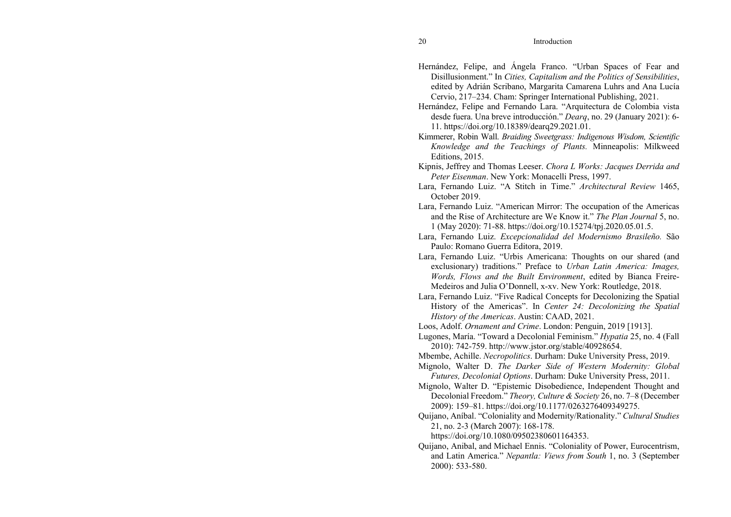Hernández, Felipe, and Ángela Franco. "Urban Spaces of Fear and Disillusionment." In *Cities, Capitalism and the Politics of Sensibilities*, edited by Adrián Scribano, Margarita Camarena Luhrs and Ana Lucía Cervio, 217–234. Cham: Springer International Publishing, 2021.

Hernández, Felipe and Fernando Lara. "Arquitectura de Colombia vista desde fuera. Una breve introducción." *Dearq*, no. 29 (January 2021): 6-11. https://doi.org/10.18389/dearq29.2021.01.

Kimmerer, Robin Wall. *Braiding Sweetgrass: Indigenous Wisdom, Scientific Knowledge and the Teachings of Plants.* Minneapolis: Milkweed Editions, 2015.

Kipnis, Jeffrey and Thomas Leeser. *Chora L Works: Jacques Derrida and Peter Eisenman*. New York: Monacelli Press, 1997.

Lara, Fernando Luiz. "A Stitch in Time." *Architectural Review* 1465, October 2019.

Lara, Fernando Luiz. "American Mirror: The occupation of the Americas and the Rise of Architecture are We Know it." *The Plan Journal* 5, no. 1 (May 2020): 71-88. https://doi.org/10.15274/tpj.2020.05.01.5.

Lara, Fernando Luiz. *Excepcionalidad del Modernismo Brasileño.* São Paulo: Romano Guerra Editora, 2019.

Lara, Fernando Luiz. "Urbis Americana: Thoughts on our shared (and exclusionary) traditions." Preface to *Urban Latin America: Images, Words, Flows and the Built Environment*, edited by Bianca Freire-Medeiros and Julia O'Donnell, x-xv. New York: Routledge, 2018.

Lara, Fernando Luiz. "Five Radical Concepts for Decolonizing the Spatial History of the Americas". In *Center 24: Decolonizing the Spatial History of the Americas*. Austin: CAAD, 2021.

Loos, Adolf. *Ornament and Crime*. London: Penguin, 2019 [1913].

Lugones, María. "Toward a Decolonial Feminism." *Hypatia* 25, no. 4 (Fall 2010): 742-759. http://www.jstor.org/stable/40928654.

Mbembe, Achille. *Necropolitics*. Durham: Duke University Press, 2019.

Mignolo, Walter D. *The Darker Side of Western Modernity: Global Futures, Decolonial Options*. Durham: Duke University Press, 2011.

Mignolo, Walter D. "Epistemic Disobedience, Independent Thought and Decolonial Freedom." *Theory, Culture & Society* 26, no. 7–8 (December 2009): 159–81. https://doi.org/10.1177/0263276409349275.

Quijano, Aníbal. "Coloniality and Modernity/Rationality." *Cultural Studies* 21, no. 2-3 (March 2007): 168-178. https://doi.org/10.1080/09502380601164353.

Quijano, Anibal, and Michael Ennis. "Coloniality of Power, Eurocentrism, and Latin America." *Nepantla: Views from South* 1, no. 3 (September 2000): 533-580.